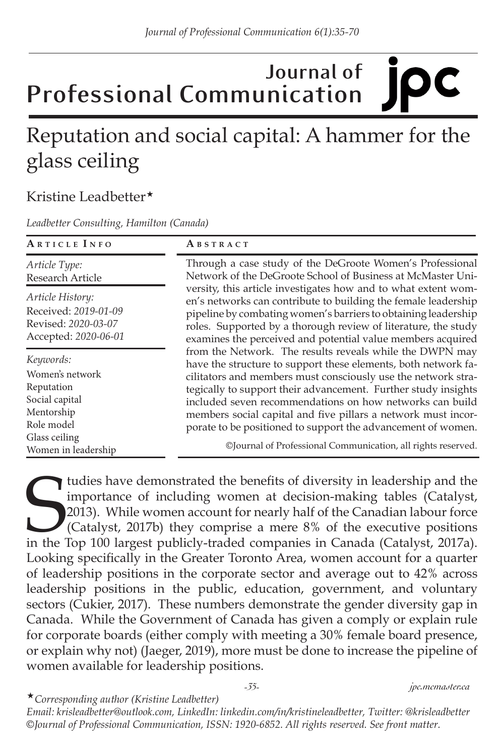# Journal of Professional Communication

# Reputation and social capital: A hammer for the glass ceiling

Kristine Leadbetter★

*Leadbetter Consulting, Hamilton (Canada)*

**ARTICLE INFO**

*Article Type:*
Research Article

*Article History:*
Received: *2019-01-09*
Revised: *2020-03-07*
Accepted: *2020-06-01*

*Keywords:*
Women's network
Reputation
Social capital
Mentorship
Role model
Glass ceiling
Women in leadership

**ABSTRACT**

Through a case study of the DeGroote Women's Professional Network of the DeGroote School of Business at McMaster University, this article investigates how and to what extent women's networks can contribute to building the female leadership pipeline by combating women's barriers to obtaining leadership roles. Supported by a thorough review of literature, the study examines the perceived and potential value members acquired from the Network. The results reveals while the DWPN may have the structure to support these elements, both network facilitators and members must consciously use the network strategically to support their advancement. Further study insights included seven recommendations on how networks can build members social capital and five pillars a network must incorporate to be positioned to support the advancement of women.

©Journal of Professional Communication, all rights reserved.

Studies have demonstrated the benefits of diversity in leadership and the importance of including women at decision-making tables (Catalyst, 2013). While women account for nearly half of the Canadian labour force (Catalyst, 2017b) they comprise a mere 8% of the executive positions in the Top 100 largest publicly-traded companies in Canada (Catalyst, 2017a). Looking specifically in the Greater Toronto Area, women account for a quarter of leadership positions in the corporate sector and average out to 42% across leadership positions in the public, education, government, and voluntary sectors (Cukier, 2017). These numbers demonstrate the gender diversity gap in Canada. While the Government of Canada has given a comply or explain rule for corporate boards (either comply with meeting a 30% female board presence, or explain why not) (Jaeger, 2019), more must be done to increase the pipeline of women available for leadership positions.

★*Corresponding author (Kristine Leadbetter)*
*Email: krisleadbetter@outlook.com, LinkedIn: linkedin.com/in/kristineleadbetter, Twitter: @krisleadbetter*
*©Journal of Professional Communication, ISSN: 1920-6852. All rights reserved. See front matter.*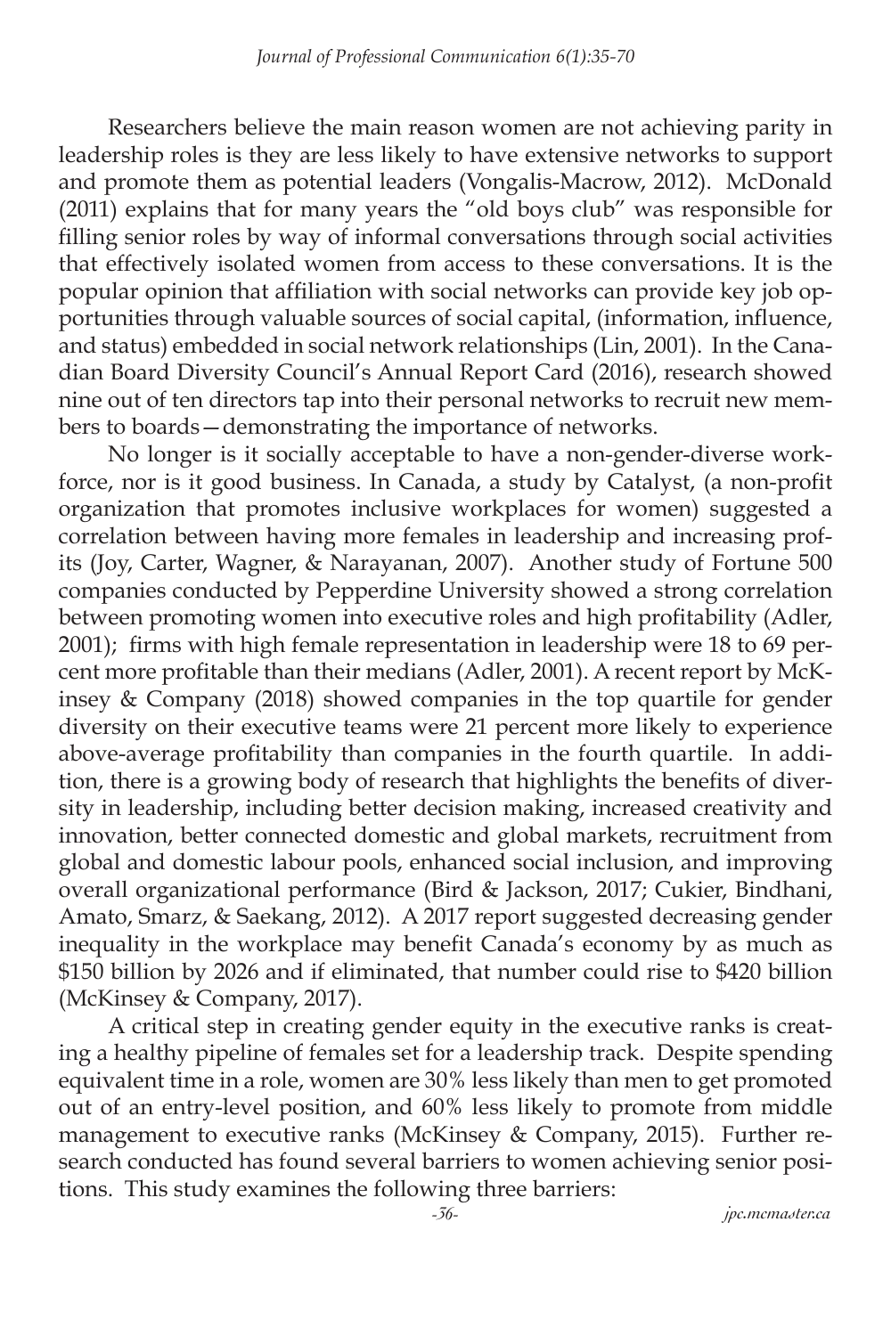Researchers believe the main reason women are not achieving parity in leadership roles is they are less likely to have extensive networks to support and promote them as potential leaders (Vongalis-Macrow, 2012). McDonald (2011) explains that for many years the "old boys club" was responsible for filling senior roles by way of informal conversations through social activities that effectively isolated women from access to these conversations. It is the popular opinion that affiliation with social networks can provide key job opportunities through valuable sources of social capital, (information, influence, and status) embedded in social network relationships (Lin, 2001). In the Canadian Board Diversity Council's Annual Report Card (2016), research showed nine out of ten directors tap into their personal networks to recruit new members to boards—demonstrating the importance of networks.

No longer is it socially acceptable to have a non-gender-diverse workforce, nor is it good business. In Canada, a study by Catalyst, (a non-profit organization that promotes inclusive workplaces for women) suggested a correlation between having more females in leadership and increasing profits (Joy, Carter, Wagner, & Narayanan, 2007). Another study of Fortune 500 companies conducted by Pepperdine University showed a strong correlation between promoting women into executive roles and high profitability (Adler, 2001); firms with high female representation in leadership were 18 to 69 percent more profitable than their medians (Adler, 2001). A recent report by McKinsey & Company (2018) showed companies in the top quartile for gender diversity on their executive teams were 21 percent more likely to experience above-average profitability than companies in the fourth quartile. In addition, there is a growing body of research that highlights the benefits of diversity in leadership, including better decision making, increased creativity and innovation, better connected domestic and global markets, recruitment from global and domestic labour pools, enhanced social inclusion, and improving overall organizational performance (Bird & Jackson, 2017; Cukier, Bindhani, Amato, Smarz, & Saekang, 2012). A 2017 report suggested decreasing gender inequality in the workplace may benefit Canada's economy by as much as \$150 billion by 2026 and if eliminated, that number could rise to \$420 billion (McKinsey & Company, 2017).

A critical step in creating gender equity in the executive ranks is creating a healthy pipeline of females set for a leadership track. Despite spending equivalent time in a role, women are 30% less likely than men to get promoted out of an entry-level position, and 60% less likely to promote from middle management to executive ranks (McKinsey & Company, 2015). Further research conducted has found several barriers to women achieving senior positions. This study examines the following three barriers: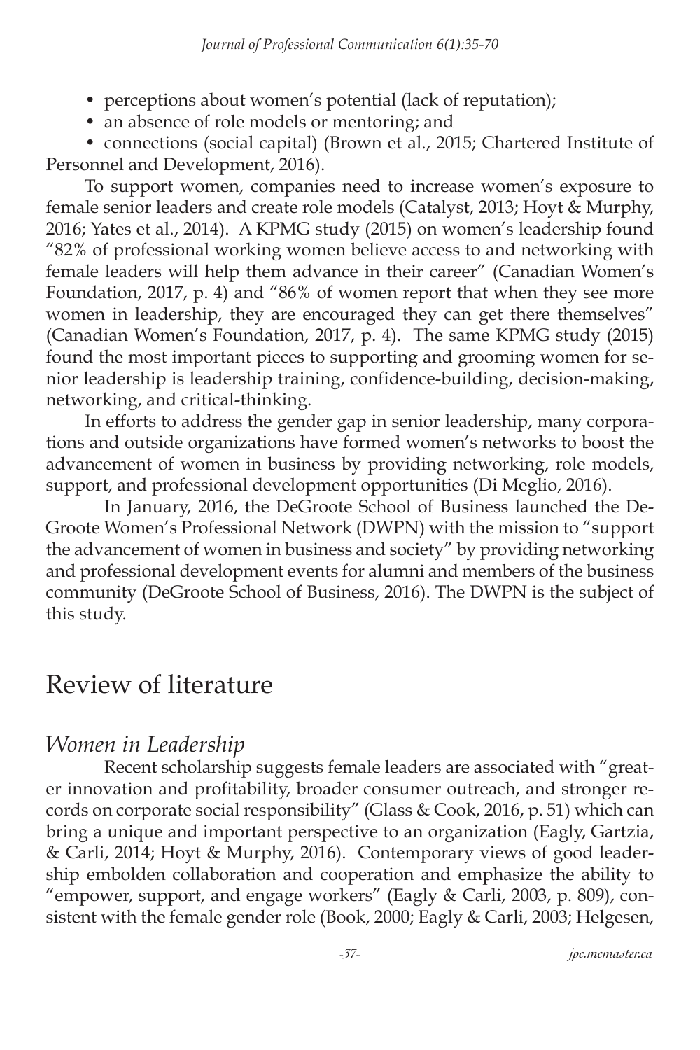- perceptions about women's potential (lack of reputation);
- an absence of role models or mentoring; and
- connections (social capital) (Brown et al., 2015; Chartered Institute of Personnel and Development, 2016).

To support women, companies need to increase women's exposure to female senior leaders and create role models (Catalyst, 2013; Hoyt & Murphy, 2016; Yates et al., 2014). A KPMG study (2015) on women's leadership found "82% of professional working women believe access to and networking with female leaders will help them advance in their career" (Canadian Women's Foundation, 2017, p. 4) and "86% of women report that when they see more women in leadership, they are encouraged they can get there themselves" (Canadian Women's Foundation, 2017, p. 4). The same KPMG study (2015) found the most important pieces to supporting and grooming women for senior leadership is leadership training, confidence-building, decision-making, networking, and critical-thinking.

In efforts to address the gender gap in senior leadership, many corporations and outside organizations have formed women's networks to boost the advancement of women in business by providing networking, role models, support, and professional development opportunities (Di Meglio, 2016).

In January, 2016, the DeGroote School of Business launched the DeGroote Women's Professional Network (DWPN) with the mission to "support the advancement of women in business and society" by providing networking and professional development events for alumni and members of the business community (DeGroote School of Business, 2016). The DWPN is the subject of this study.

## Review of literature

### *Women in Leadership*

Recent scholarship suggests female leaders are associated with "greater innovation and profitability, broader consumer outreach, and stronger records on corporate social responsibility" (Glass & Cook, 2016, p. 51) which can bring a unique and important perspective to an organization (Eagly, Gartzia, & Carli, 2014; Hoyt & Murphy, 2016). Contemporary views of good leadership embolden collaboration and cooperation and emphasize the ability to "empower, support, and engage workers" (Eagly & Carli, 2003, p. 809), consistent with the female gender role (Book, 2000; Eagly & Carli, 2003; Helgesen,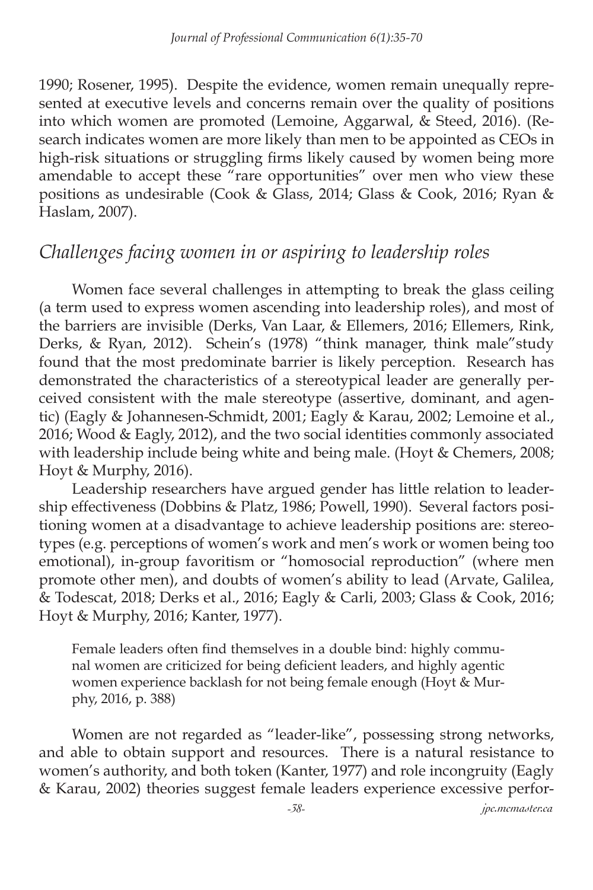1990; Rosener, 1995). Despite the evidence, women remain unequally represented at executive levels and concerns remain over the quality of positions into which women are promoted (Lemoine, Aggarwal, & Steed, 2016). (Research indicates women are more likely than men to be appointed as CEOs in high-risk situations or struggling firms likely caused by women being more amendable to accept these "rare opportunities" over men who view these positions as undesirable (Cook & Glass, 2014; Glass & Cook, 2016; Ryan & Haslam, 2007).

## *Challenges facing women in or aspiring to leadership roles*

Women face several challenges in attempting to break the glass ceiling (a term used to express women ascending into leadership roles), and most of the barriers are invisible (Derks, Van Laar, & Ellemers, 2016; Ellemers, Rink, Derks, & Ryan, 2012). Schein's (1978) "think manager, think male"study found that the most predominate barrier is likely perception. Research has demonstrated the characteristics of a stereotypical leader are generally perceived consistent with the male stereotype (assertive, dominant, and agentic) (Eagly & Johannesen-Schmidt, 2001; Eagly & Karau, 2002; Lemoine et al., 2016; Wood & Eagly, 2012), and the two social identities commonly associated with leadership include being white and being male. (Hoyt & Chemers, 2008; Hoyt & Murphy, 2016).

Leadership researchers have argued gender has little relation to leadership effectiveness (Dobbins & Platz, 1986; Powell, 1990). Several factors positioning women at a disadvantage to achieve leadership positions are: stereotypes (e.g. perceptions of women's work and men's work or women being too emotional), in-group favoritism or "homosocial reproduction" (where men promote other men), and doubts of women's ability to lead (Arvate, Galilea, & Todescat, 2018; Derks et al., 2016; Eagly & Carli, 2003; Glass & Cook, 2016; Hoyt & Murphy, 2016; Kanter, 1977).

> Female leaders often find themselves in a double bind: highly communal women are criticized for being deficient leaders, and highly agentic women experience backlash for not being female enough (Hoyt & Murphy, 2016, p. 388)

Women are not regarded as "leader-like", possessing strong networks, and able to obtain support and resources. There is a natural resistance to women's authority, and both token (Kanter, 1977) and role incongruity (Eagly & Karau, 2002) theories suggest female leaders experience excessive perfor-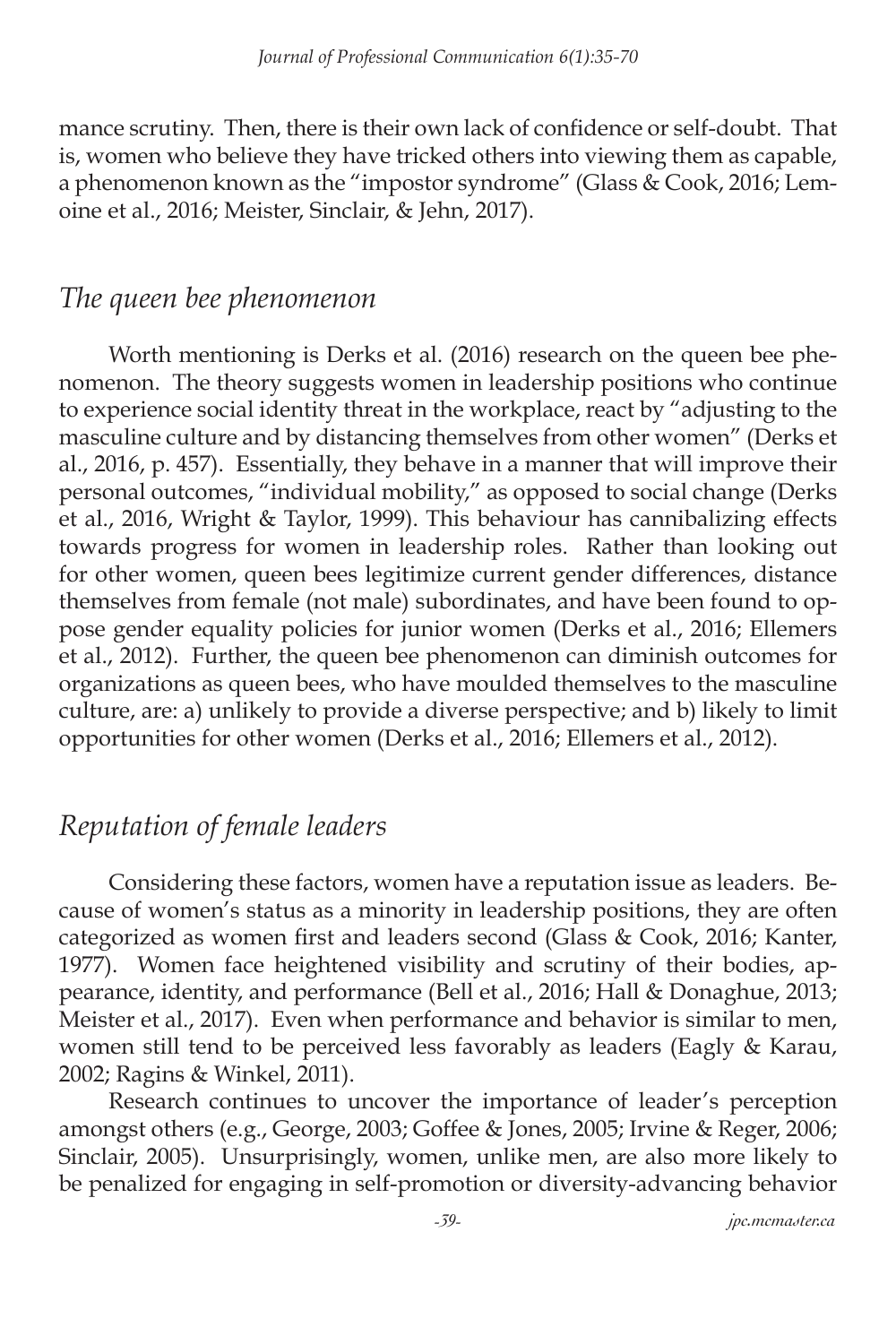mance scrutiny. Then, there is their own lack of confidence or self-doubt. That is, women who believe they have tricked others into viewing them as capable, a phenomenon known as the "impostor syndrome" (Glass & Cook, 2016; Lemoine et al., 2016; Meister, Sinclair, & Jehn, 2017).

## *The queen bee phenomenon*

Worth mentioning is Derks et al. (2016) research on the queen bee phenomenon. The theory suggests women in leadership positions who continue to experience social identity threat in the workplace, react by "adjusting to the masculine culture and by distancing themselves from other women" (Derks et al., 2016, p. 457). Essentially, they behave in a manner that will improve their personal outcomes, "individual mobility," as opposed to social change (Derks et al., 2016, Wright & Taylor, 1999). This behaviour has cannibalizing effects towards progress for women in leadership roles. Rather than looking out for other women, queen bees legitimize current gender differences, distance themselves from female (not male) subordinates, and have been found to oppose gender equality policies for junior women (Derks et al., 2016; Ellemers et al., 2012). Further, the queen bee phenomenon can diminish outcomes for organizations as queen bees, who have moulded themselves to the masculine culture, are: a) unlikely to provide a diverse perspective; and b) likely to limit opportunities for other women (Derks et al., 2016; Ellemers et al., 2012).

## *Reputation of female leaders*

Considering these factors, women have a reputation issue as leaders. Because of women's status as a minority in leadership positions, they are often categorized as women first and leaders second (Glass & Cook, 2016; Kanter, 1977). Women face heightened visibility and scrutiny of their bodies, appearance, identity, and performance (Bell et al., 2016; Hall & Donaghue, 2013; Meister et al., 2017). Even when performance and behavior is similar to men, women still tend to be perceived less favorably as leaders (Eagly & Karau, 2002; Ragins & Winkel, 2011).

Research continues to uncover the importance of leader's perception amongst others (e.g., George, 2003; Goffee & Jones, 2005; Irvine & Reger, 2006; Sinclair, 2005). Unsurprisingly, women, unlike men, are also more likely to be penalized for engaging in self-promotion or diversity-advancing behavior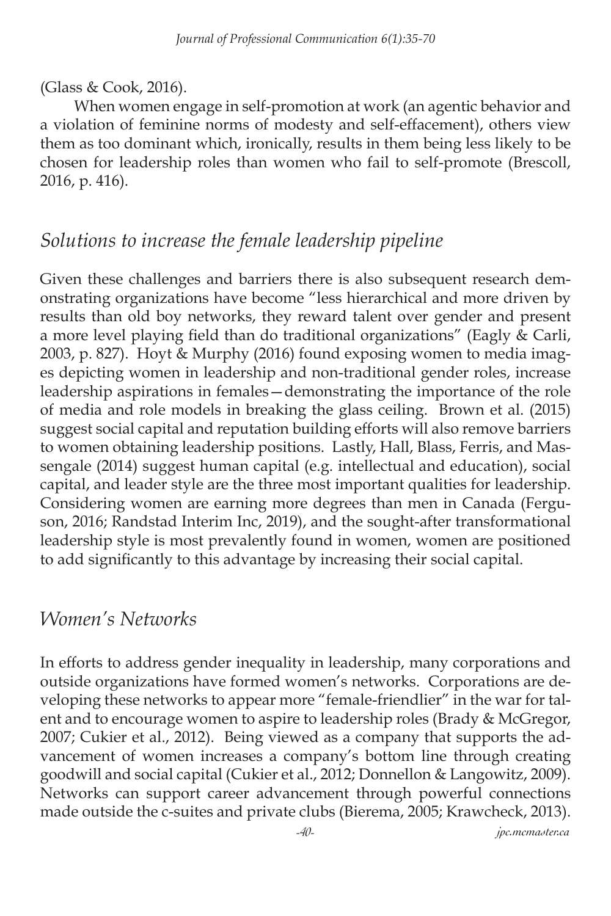(Glass & Cook, 2016).

When women engage in self-promotion at work (an agentic behavior and a violation of feminine norms of modesty and self-effacement), others view them as too dominant which, ironically, results in them being less likely to be chosen for leadership roles than women who fail to self-promote (Brescoll, 2016, p. 416).

## *Solutions to increase the female leadership pipeline*

Given these challenges and barriers there is also subsequent research demonstrating organizations have become "less hierarchical and more driven by results than old boy networks, they reward talent over gender and present a more level playing field than do traditional organizations" (Eagly & Carli, 2003, p. 827). Hoyt & Murphy (2016) found exposing women to media images depicting women in leadership and non-traditional gender roles, increase leadership aspirations in females—demonstrating the importance of the role of media and role models in breaking the glass ceiling. Brown et al. (2015) suggest social capital and reputation building efforts will also remove barriers to women obtaining leadership positions. Lastly, Hall, Blass, Ferris, and Massengale (2014) suggest human capital (e.g. intellectual and education), social capital, and leader style are the three most important qualities for leadership. Considering women are earning more degrees than men in Canada (Ferguson, 2016; Randstad Interim Inc, 2019), and the sought-after transformational leadership style is most prevalently found in women, women are positioned to add significantly to this advantage by increasing their social capital.

## *Women's Networks*

In efforts to address gender inequality in leadership, many corporations and outside organizations have formed women's networks. Corporations are developing these networks to appear more "female-friendlier" in the war for talent and to encourage women to aspire to leadership roles (Brady & McGregor, 2007; Cukier et al., 2012). Being viewed as a company that supports the advancement of women increases a company's bottom line through creating goodwill and social capital (Cukier et al., 2012; Donnellon & Langowitz, 2009). Networks can support career advancement through powerful connections made outside the c-suites and private clubs (Bierema, 2005; Krawcheck, 2013).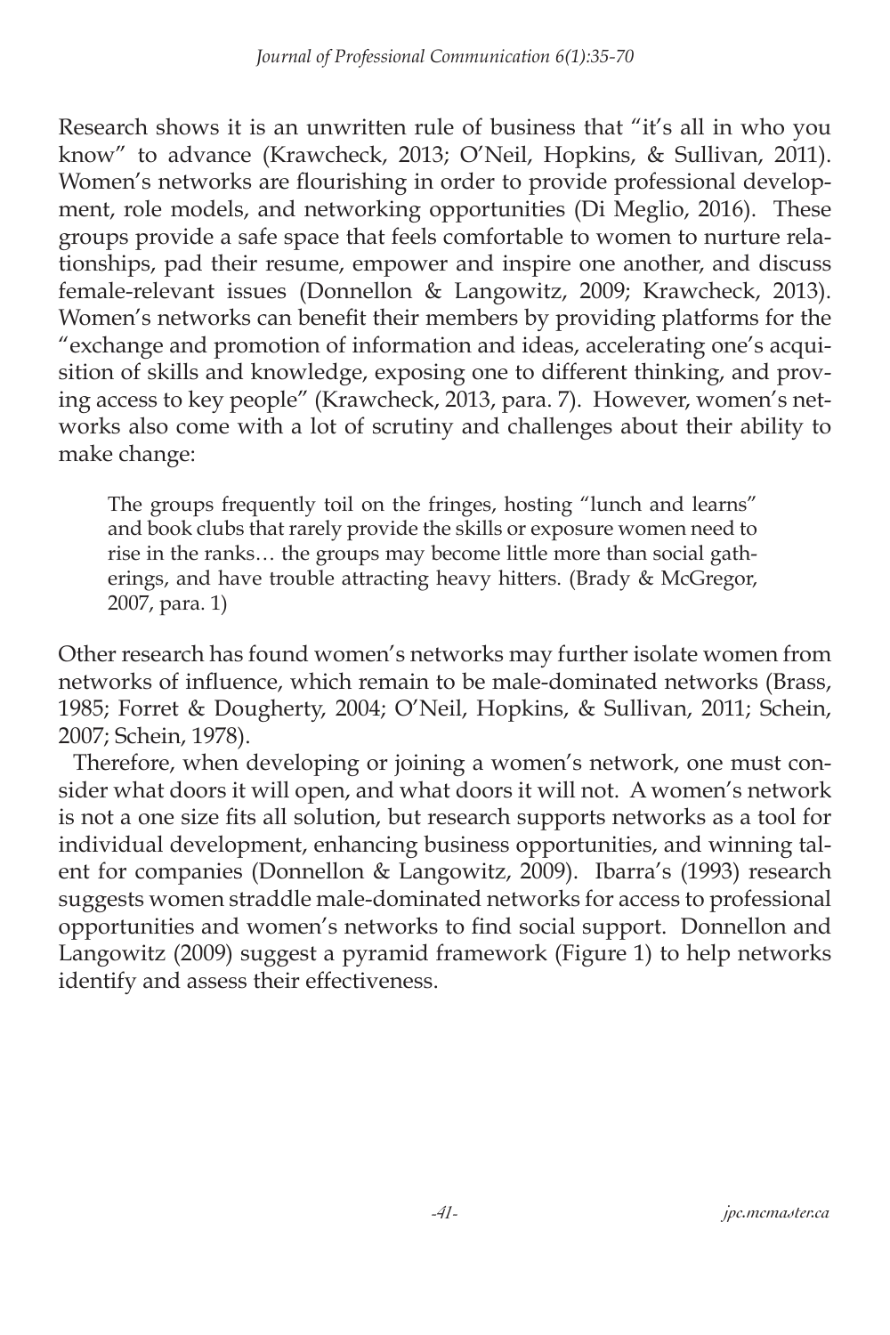Research shows it is an unwritten rule of business that "it's all in who you know" to advance (Krawcheck, 2013; O'Neil, Hopkins, & Sullivan, 2011). Women's networks are flourishing in order to provide professional development, role models, and networking opportunities (Di Meglio, 2016). These groups provide a safe space that feels comfortable to women to nurture relationships, pad their resume, empower and inspire one another, and discuss female-relevant issues (Donnellon & Langowitz, 2009; Krawcheck, 2013). Women's networks can benefit their members by providing platforms for the "exchange and promotion of information and ideas, accelerating one's acquisition of skills and knowledge, exposing one to different thinking, and proving access to key people" (Krawcheck, 2013, para. 7). However, women's networks also come with a lot of scrutiny and challenges about their ability to make change:

> The groups frequently toil on the fringes, hosting "lunch and learns" and book clubs that rarely provide the skills or exposure women need to rise in the ranks… the groups may become little more than social gatherings, and have trouble attracting heavy hitters. (Brady & McGregor, 2007, para. 1)

Other research has found women's networks may further isolate women from networks of influence, which remain to be male-dominated networks (Brass, 1985; Forret & Dougherty, 2004; O'Neil, Hopkins, & Sullivan, 2011; Schein, 2007; Schein, 1978).

Therefore, when developing or joining a women's network, one must consider what doors it will open, and what doors it will not. A women's network is not a one size fits all solution, but research supports networks as a tool for individual development, enhancing business opportunities, and winning talent for companies (Donnellon & Langowitz, 2009). Ibarra's (1993) research suggests women straddle male-dominated networks for access to professional opportunities and women's networks to find social support. Donnellon and Langowitz (2009) suggest a pyramid framework (Figure 1) to help networks identify and assess their effectiveness.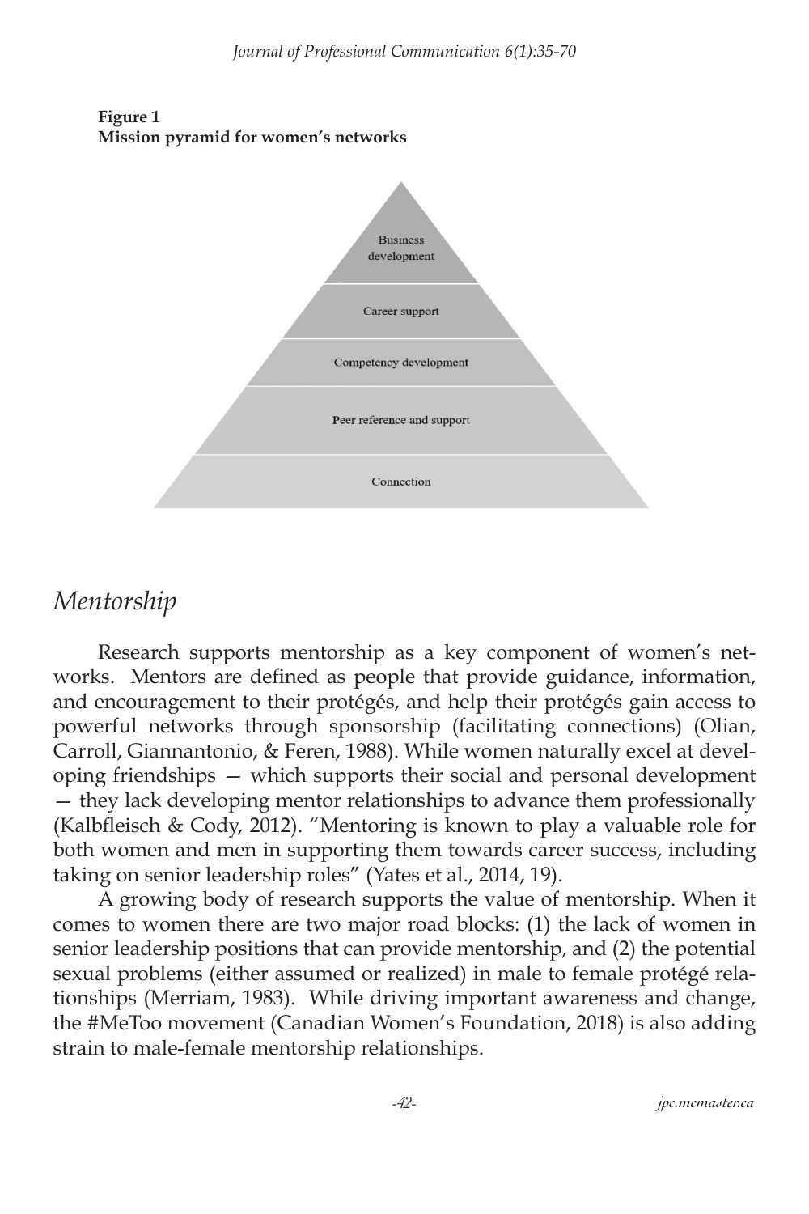**Figure 1**
**Mission pyramid for women's networks**

Business development

Career support

Competency development

Peer reference and support

Connection

## *Mentorship*

Research supports mentorship as a key component of women's networks. Mentors are defined as people that provide guidance, information, and encouragement to their protégés, and help their protégés gain access to powerful networks through sponsorship (facilitating connections) (Olian, Carroll, Giannantonio, & Feren, 1988). While women naturally excel at developing friendships — which supports their social and personal development — they lack developing mentor relationships to advance them professionally (Kalbfleisch & Cody, 2012). "Mentoring is known to play a valuable role for both women and men in supporting them towards career success, including taking on senior leadership roles" (Yates et al., 2014, 19).

A growing body of research supports the value of mentorship. When it comes to women there are two major road blocks: (1) the lack of women in senior leadership positions that can provide mentorship, and (2) the potential sexual problems (either assumed or realized) in male to female protégé relationships (Merriam, 1983). While driving important awareness and change, the #MeToo movement (Canadian Women's Foundation, 2018) is also adding strain to male-female mentorship relationships.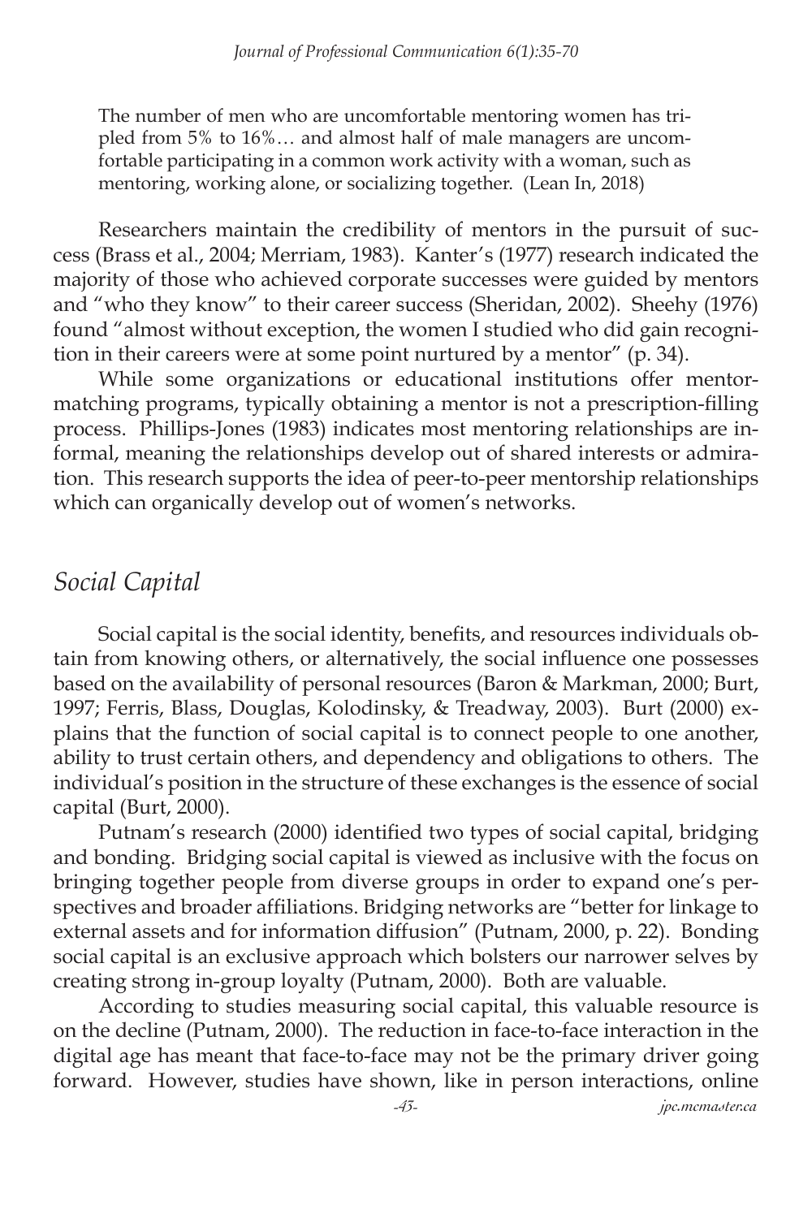> The number of men who are uncomfortable mentoring women has tripled from 5% to 16%… and almost half of male managers are uncomfortable participating in a common work activity with a woman, such as mentoring, working alone, or socializing together. (Lean In, 2018)

Researchers maintain the credibility of mentors in the pursuit of success (Brass et al., 2004; Merriam, 1983). Kanter's (1977) research indicated the majority of those who achieved corporate successes were guided by mentors and "who they know" to their career success (Sheridan, 2002). Sheehy (1976) found "almost without exception, the women I studied who did gain recognition in their careers were at some point nurtured by a mentor" (p. 34).

While some organizations or educational institutions offer mentor-matching programs, typically obtaining a mentor is not a prescription-filling process. Phillips-Jones (1983) indicates most mentoring relationships are informal, meaning the relationships develop out of shared interests or admiration. This research supports the idea of peer-to-peer mentorship relationships which can organically develop out of women's networks.

## *Social Capital*

Social capital is the social identity, benefits, and resources individuals obtain from knowing others, or alternatively, the social influence one possesses based on the availability of personal resources (Baron & Markman, 2000; Burt, 1997; Ferris, Blass, Douglas, Kolodinsky, & Treadway, 2003). Burt (2000) explains that the function of social capital is to connect people to one another, ability to trust certain others, and dependency and obligations to others. The individual's position in the structure of these exchanges is the essence of social capital (Burt, 2000).

Putnam's research (2000) identified two types of social capital, bridging and bonding. Bridging social capital is viewed as inclusive with the focus on bringing together people from diverse groups in order to expand one's perspectives and broader affiliations. Bridging networks are "better for linkage to external assets and for information diffusion" (Putnam, 2000, p. 22). Bonding social capital is an exclusive approach which bolsters our narrower selves by creating strong in-group loyalty (Putnam, 2000). Both are valuable.

According to studies measuring social capital, this valuable resource is on the decline (Putnam, 2000). The reduction in face-to-face interaction in the digital age has meant that face-to-face may not be the primary driver going forward. However, studies have shown, like in person interactions, online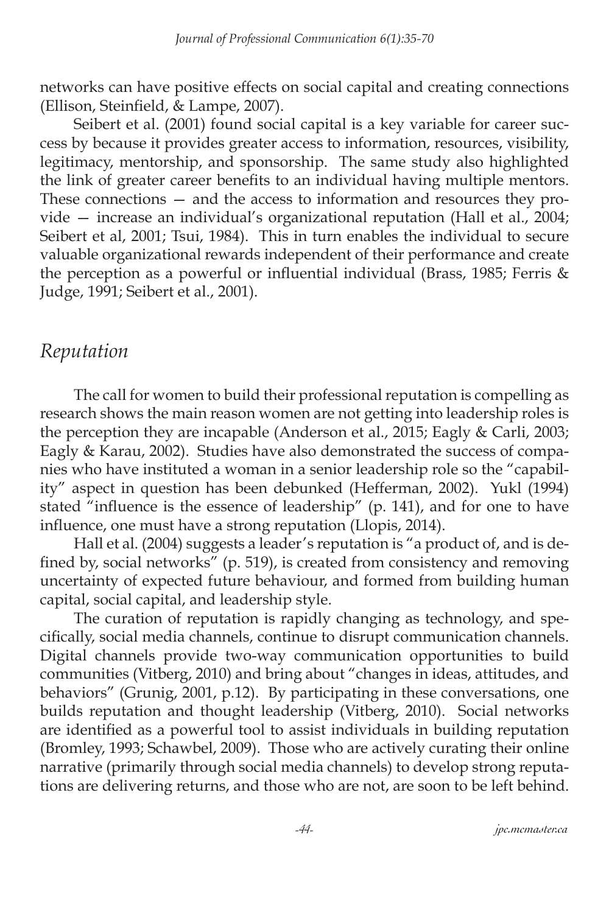networks can have positive effects on social capital and creating connections (Ellison, Steinfield, & Lampe, 2007).

Seibert et al. (2001) found social capital is a key variable for career success by because it provides greater access to information, resources, visibility, legitimacy, mentorship, and sponsorship. The same study also highlighted the link of greater career benefits to an individual having multiple mentors. These connections — and the access to information and resources they provide — increase an individual's organizational reputation (Hall et al., 2004; Seibert et al, 2001; Tsui, 1984). This in turn enables the individual to secure valuable organizational rewards independent of their performance and create the perception as a powerful or influential individual (Brass, 1985; Ferris & Judge, 1991; Seibert et al., 2001).

## *Reputation*

The call for women to build their professional reputation is compelling as research shows the main reason women are not getting into leadership roles is the perception they are incapable (Anderson et al., 2015; Eagly & Carli, 2003; Eagly & Karau, 2002). Studies have also demonstrated the success of companies who have instituted a woman in a senior leadership role so the "capability" aspect in question has been debunked (Hefferman, 2002). Yukl (1994) stated "influence is the essence of leadership" (p. 141), and for one to have influence, one must have a strong reputation (Llopis, 2014).

Hall et al. (2004) suggests a leader's reputation is "a product of, and is defined by, social networks" (p. 519), is created from consistency and removing uncertainty of expected future behaviour, and formed from building human capital, social capital, and leadership style.

The curation of reputation is rapidly changing as technology, and specifically, social media channels, continue to disrupt communication channels. Digital channels provide two-way communication opportunities to build communities (Vitberg, 2010) and bring about "changes in ideas, attitudes, and behaviors" (Grunig, 2001, p.12). By participating in these conversations, one builds reputation and thought leadership (Vitberg, 2010). Social networks are identified as a powerful tool to assist individuals in building reputation (Bromley, 1993; Schawbel, 2009). Those who are actively curating their online narrative (primarily through social media channels) to develop strong reputations are delivering returns, and those who are not, are soon to be left behind.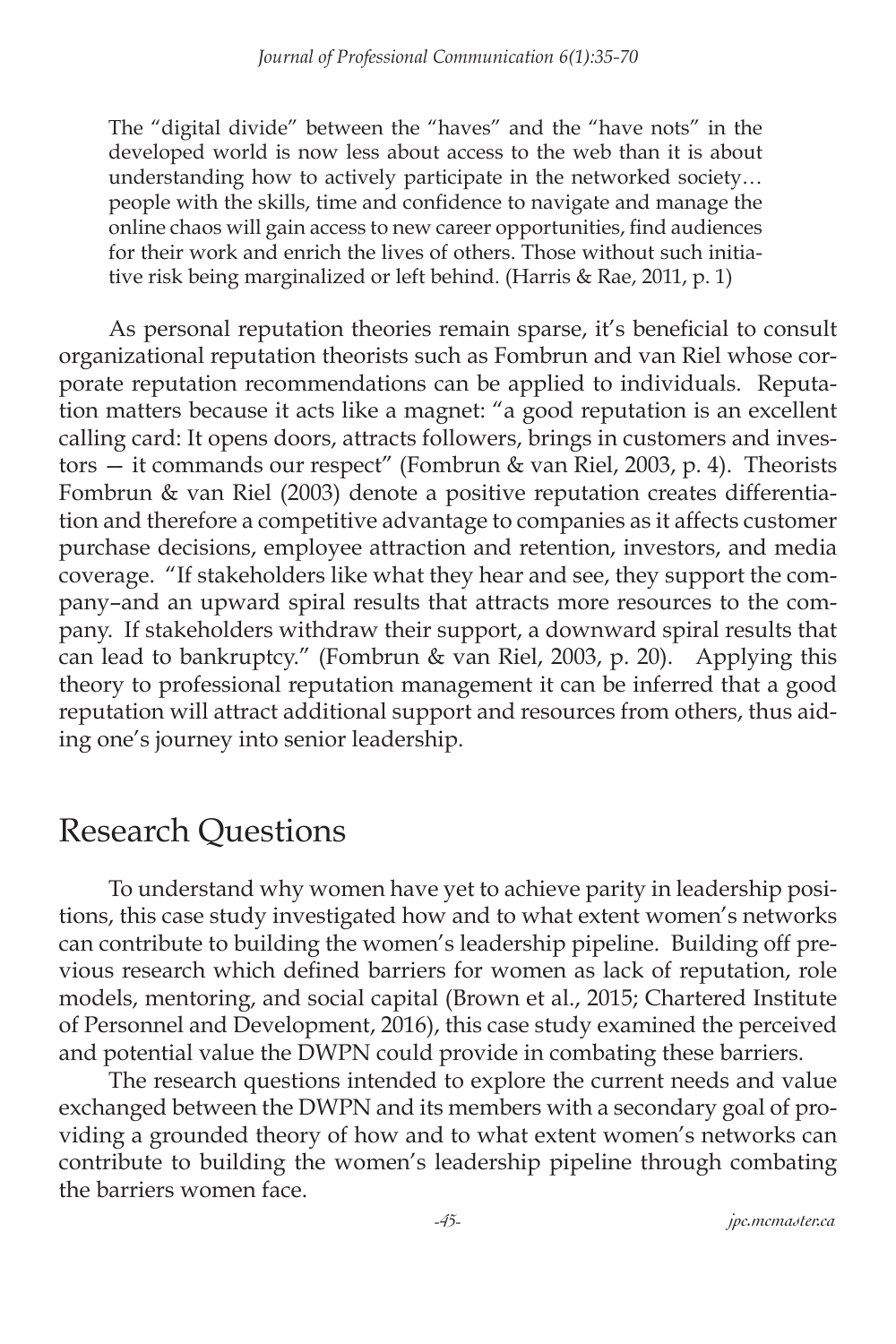> The "digital divide" between the "haves" and the "have nots" in the developed world is now less about access to the web than it is about understanding how to actively participate in the networked society… people with the skills, time and confidence to navigate and manage the online chaos will gain access to new career opportunities, find audiences for their work and enrich the lives of others. Those without such initiative risk being marginalized or left behind. (Harris & Rae, 2011, p. 1)

As personal reputation theories remain sparse, it's beneficial to consult organizational reputation theorists such as Fombrun and van Riel whose corporate reputation recommendations can be applied to individuals. Reputation matters because it acts like a magnet: "a good reputation is an excellent calling card: It opens doors, attracts followers, brings in customers and investors — it commands our respect" (Fombrun & van Riel, 2003, p. 4). Theorists Fombrun & van Riel (2003) denote a positive reputation creates differentiation and therefore a competitive advantage to companies as it affects customer purchase decisions, employee attraction and retention, investors, and media coverage. "If stakeholders like what they hear and see, they support the company–and an upward spiral results that attracts more resources to the company. If stakeholders withdraw their support, a downward spiral results that can lead to bankruptcy." (Fombrun & van Riel, 2003, p. 20). Applying this theory to professional reputation management it can be inferred that a good reputation will attract additional support and resources from others, thus aiding one's journey into senior leadership.

## Research Questions

To understand why women have yet to achieve parity in leadership positions, this case study investigated how and to what extent women's networks can contribute to building the women's leadership pipeline. Building off previous research which defined barriers for women as lack of reputation, role models, mentoring, and social capital (Brown et al., 2015; Chartered Institute of Personnel and Development, 2016), this case study examined the perceived and potential value the DWPN could provide in combating these barriers.

The research questions intended to explore the current needs and value exchanged between the DWPN and its members with a secondary goal of providing a grounded theory of how and to what extent women's networks can contribute to building the women's leadership pipeline through combating the barriers women face.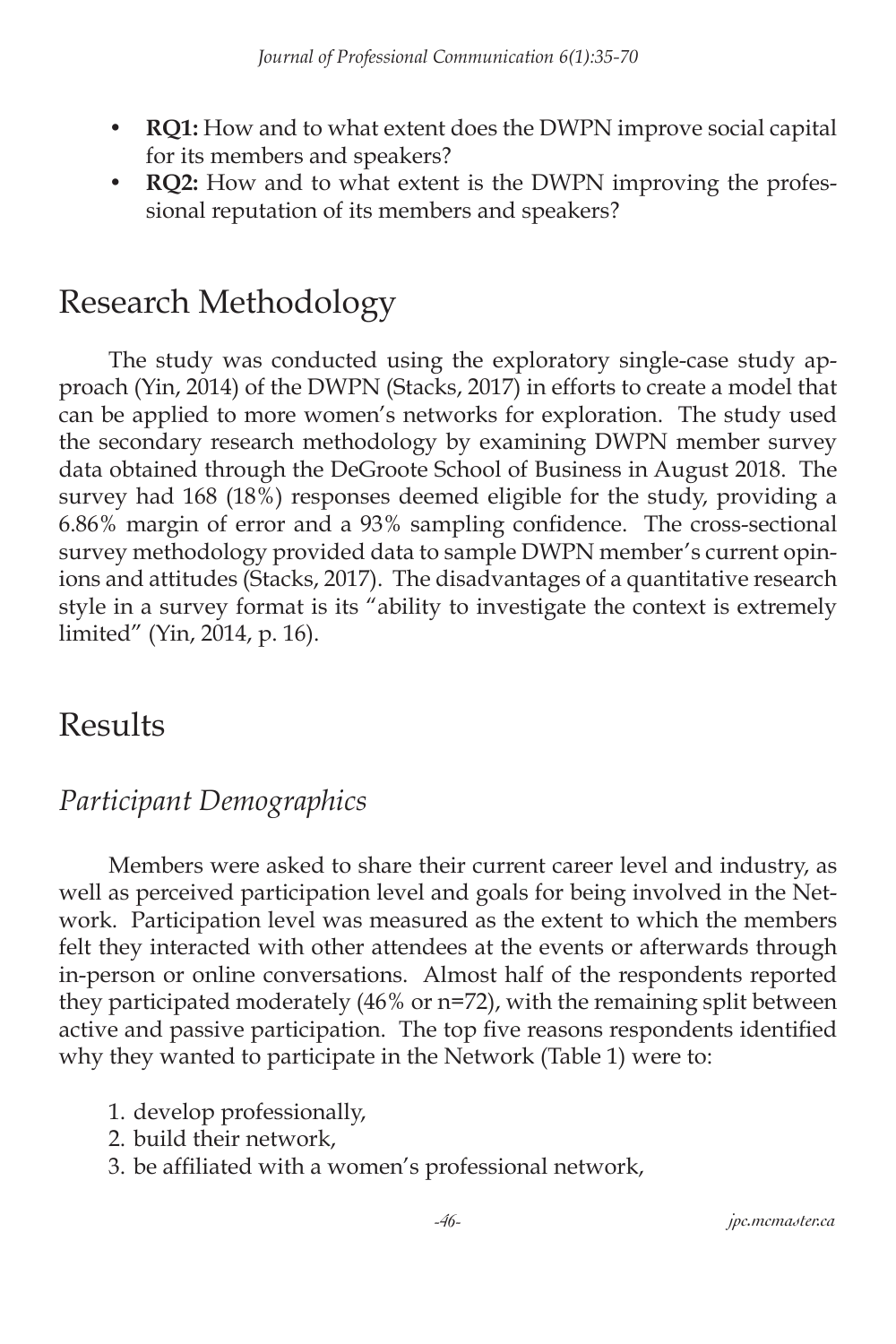- **RQ1:** How and to what extent does the DWPN improve social capital for its members and speakers?
- **RQ2:** How and to what extent is the DWPN improving the professional reputation of its members and speakers?

## Research Methodology

The study was conducted using the exploratory single-case study approach (Yin, 2014) of the DWPN (Stacks, 2017) in efforts to create a model that can be applied to more women's networks for exploration. The study used the secondary research methodology by examining DWPN member survey data obtained through the DeGroote School of Business in August 2018. The survey had 168 (18%) responses deemed eligible for the study, providing a 6.86% margin of error and a 93% sampling confidence. The cross-sectional survey methodology provided data to sample DWPN member's current opinions and attitudes (Stacks, 2017). The disadvantages of a quantitative research style in a survey format is its "ability to investigate the context is extremely limited" (Yin, 2014, p. 16).

## Results

### *Participant Demographics*

Members were asked to share their current career level and industry, as well as perceived participation level and goals for being involved in the Network. Participation level was measured as the extent to which the members felt they interacted with other attendees at the events or afterwards through in-person or online conversations. Almost half of the respondents reported they participated moderately (46% or n=72), with the remaining split between active and passive participation. The top five reasons respondents identified why they wanted to participate in the Network (Table 1) were to:

1. develop professionally,
2. build their network,
3. be affiliated with a women's professional network,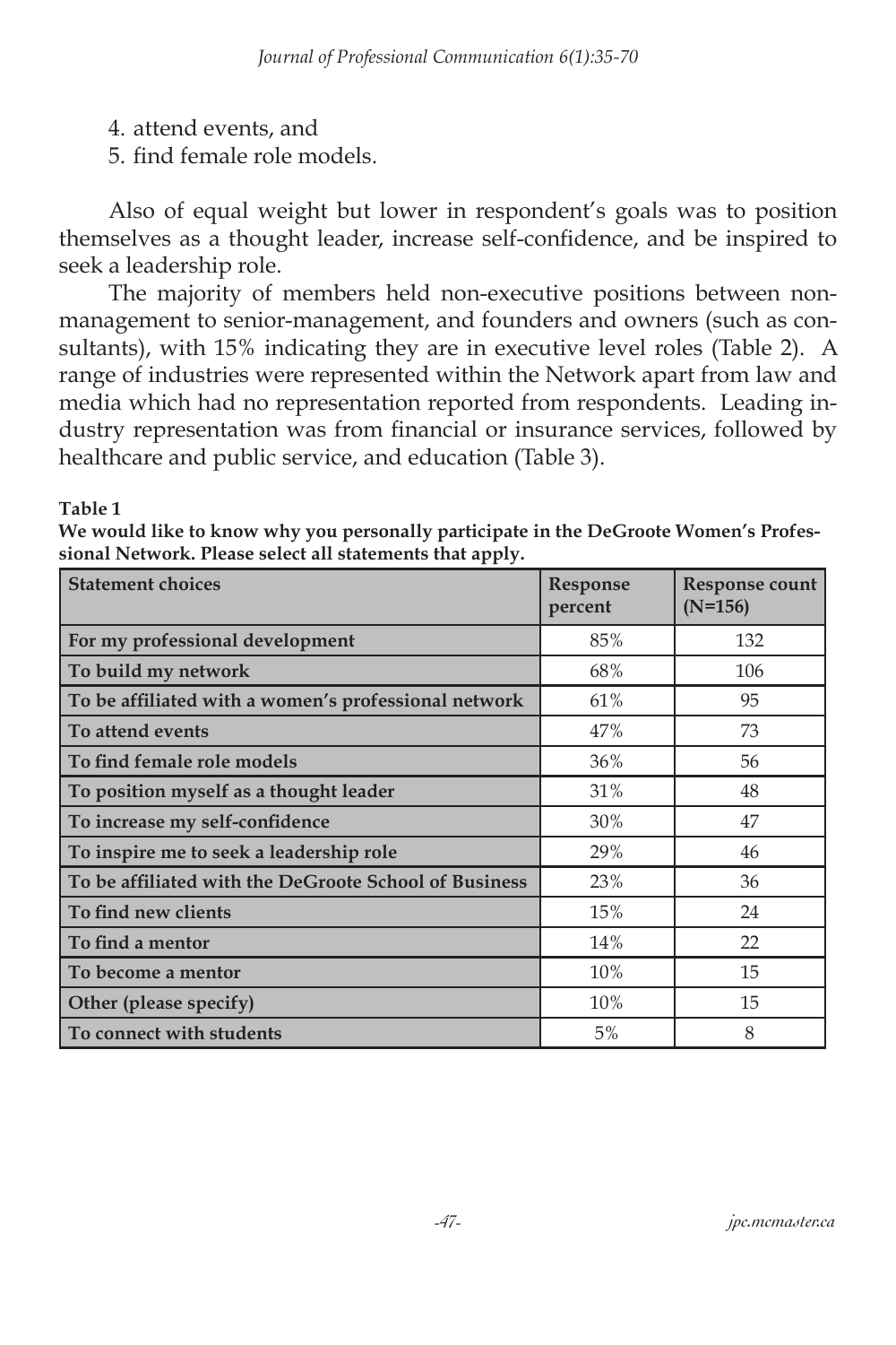4. attend events, and
5. find female role models.

Also of equal weight but lower in respondent's goals was to position themselves as a thought leader, increase self-confidence, and be inspired to seek a leadership role.

The majority of members held non-executive positions between non-management to senior-management, and founders and owners (such as consultants), with 15% indicating they are in executive level roles (Table 2). A range of industries were represented within the Network apart from law and media which had no representation reported from respondents. Leading industry representation was from financial or insurance services, followed by healthcare and public service, and education (Table 3).

**Table 1**

**We would like to know why you personally participate in the DeGroote Women's Professional Network. Please select all statements that apply.**

| Statement choices | Response percent | Response count (N=156) |
|---|---|---|
| For my professional development | 85% | 132 |
| To build my network | 68% | 106 |
| To be affiliated with a women's professional network | 61% | 95 |
| To attend events | 47% | 73 |
| To find female role models | 36% | 56 |
| To position myself as a thought leader | 31% | 48 |
| To increase my self-confidence | 30% | 47 |
| To inspire me to seek a leadership role | 29% | 46 |
| To be affiliated with the DeGroote School of Business | 23% | 36 |
| To find new clients | 15% | 24 |
| To find a mentor | 14% | 22 |
| To become a mentor | 10% | 15 |
| Other (please specify) | 10% | 15 |
| To connect with students | 5% | 8 |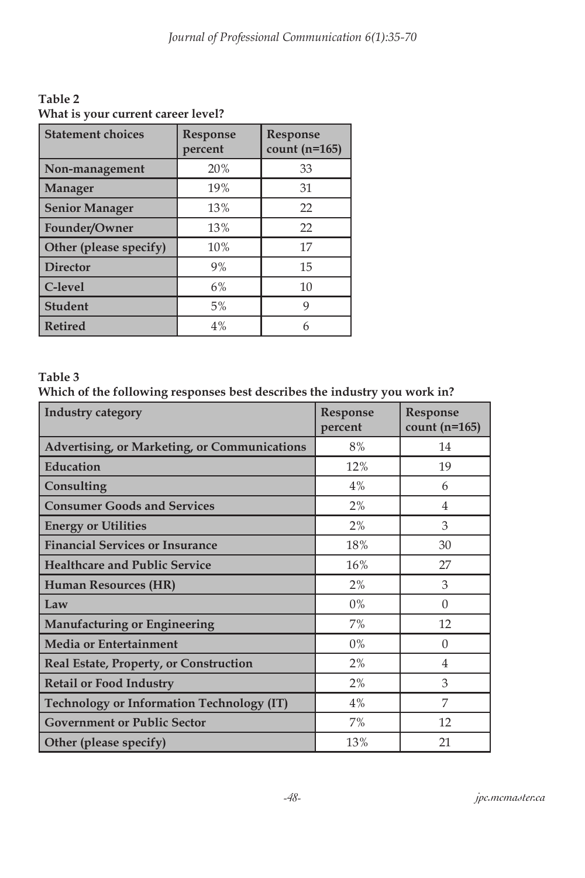**Table 2**
**What is your current career level?**

| Statement choices | Response percent | Response count (n=165) |
|---|---|---|
| **Non-management** | 20% | 33 |
| **Manager** | 19% | 31 |
| **Senior Manager** | 13% | 22 |
| **Founder/Owner** | 13% | 22 |
| **Other (please specify)** | 10% | 17 |
| **Director** | 9% | 15 |
| **C-level** | 6% | 10 |
| **Student** | 5% | 9 |
| **Retired** | 4% | 6 |

**Table 3**
**Which of the following responses best describes the industry you work in?**

| Industry category | Response percent | Response count (n=165) |
|---|---|---|
| **Advertising, or Marketing, or Communications** | 8% | 14 |
| **Education** | 12% | 19 |
| **Consulting** | 4% | 6 |
| **Consumer Goods and Services** | 2% | 4 |
| **Energy or Utilities** | 2% | 3 |
| **Financial Services or Insurance** | 18% | 30 |
| **Healthcare and Public Service** | 16% | 27 |
| **Human Resources (HR)** | 2% | 3 |
| **Law** | 0% | 0 |
| **Manufacturing or Engineering** | 7% | 12 |
| **Media or Entertainment** | 0% | 0 |
| **Real Estate, Property, or Construction** | 2% | 4 |
| **Retail or Food Industry** | 2% | 3 |
| **Technology or Information Technology (IT)** | 4% | 7 |
| **Government or Public Sector** | 7% | 12 |
| **Other (please specify)** | 13% | 21 |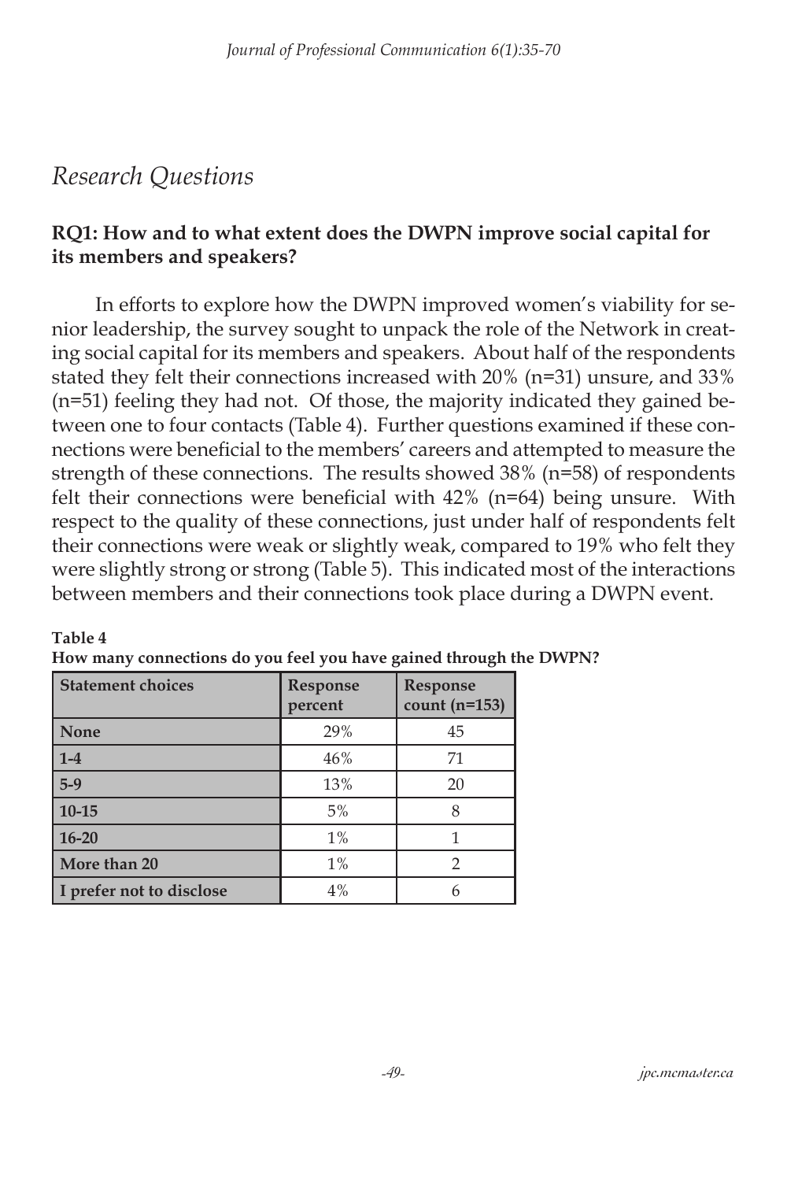## *Research Questions*

### RQ1: How and to what extent does the DWPN improve social capital for its members and speakers?

In efforts to explore how the DWPN improved women's viability for senior leadership, the survey sought to unpack the role of the Network in creating social capital for its members and speakers. About half of the respondents stated they felt their connections increased with 20% (n=31) unsure, and 33% (n=51) feeling they had not. Of those, the majority indicated they gained between one to four contacts (Table 4). Further questions examined if these connections were beneficial to the members' careers and attempted to measure the strength of these connections. The results showed 38% (n=58) of respondents felt their connections were beneficial with 42% (n=64) being unsure. With respect to the quality of these connections, just under half of respondents felt their connections were weak or slightly weak, compared to 19% who felt they were slightly strong or strong (Table 5). This indicated most of the interactions between members and their connections took place during a DWPN event.

**Table 4**
**How many connections do you feel you have gained through the DWPN?**

| Statement choices | Response percent | Response count (n=153) |
|---|---|---|
| **None** | 29% | 45 |
| **1-4** | 46% | 71 |
| **5-9** | 13% | 20 |
| **10-15** | 5% | 8 |
| **16-20** | 1% | 1 |
| **More than 20** | 1% | 2 |
| **I prefer not to disclose** | 4% | 6 |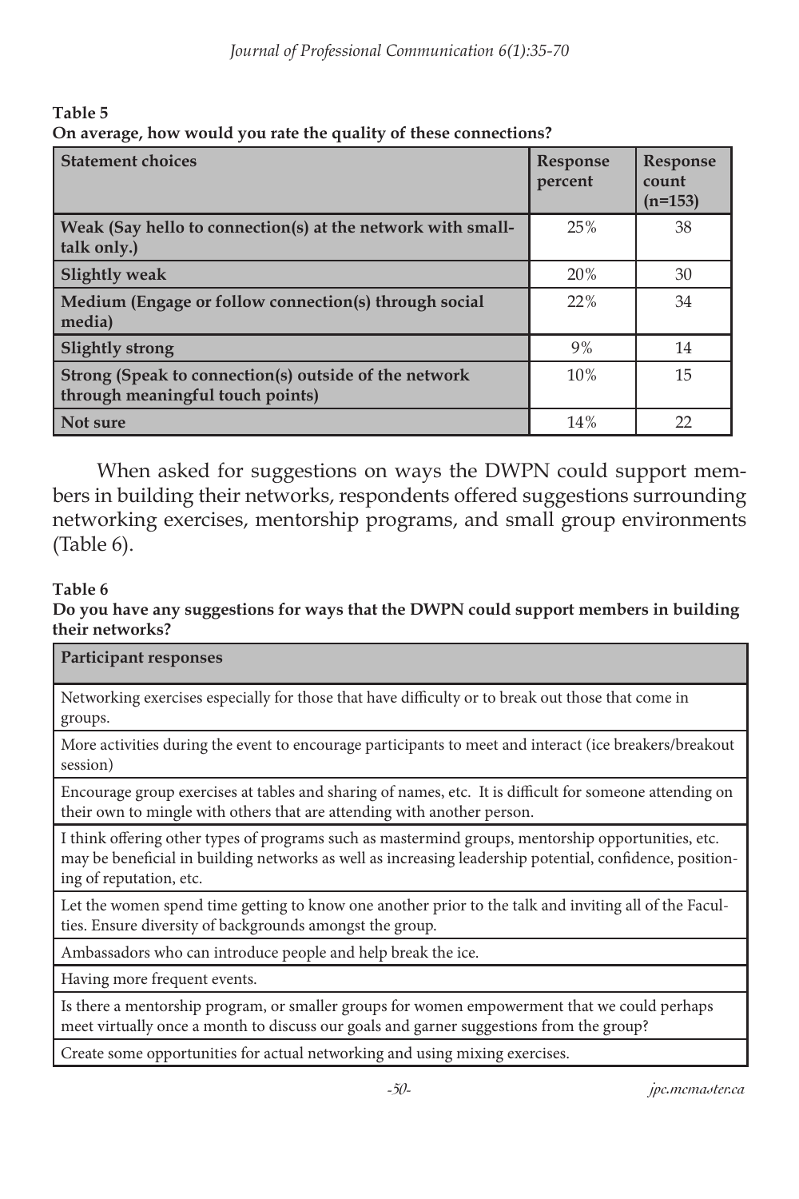**Table 5**

**On average, how would you rate the quality of these connections?**

| Statement choices | Response percent | Response count (n=153) |
|---|---|---|
| **Weak (Say hello to connection(s) at the network with small-talk only.)** | 25% | 38 |
| **Slightly weak** | 20% | 30 |
| **Medium (Engage or follow connection(s) through social media)** | 22% | 34 |
| **Slightly strong** | 9% | 14 |
| **Strong (Speak to connection(s) outside of the network through meaningful touch points)** | 10% | 15 |
| **Not sure** | 14% | 22 |

When asked for suggestions on ways the DWPN could support members in building their networks, respondents offered suggestions surrounding networking exercises, mentorship programs, and small group environments (Table 6).

**Table 6**

**Do you have any suggestions for ways that the DWPN could support members in building their networks?**

| Participant responses |
|---|
| Networking exercises especially for those that have difficulty or to break out those that come in groups. |
| More activities during the event to encourage participants to meet and interact (ice breakers/breakout session) |
| Encourage group exercises at tables and sharing of names, etc. It is difficult for someone attending on their own to mingle with others that are attending with another person. |
| I think offering other types of programs such as mastermind groups, mentorship opportunities, etc. may be beneficial in building networks as well as increasing leadership potential, confidence, positioning of reputation, etc. |
| Let the women spend time getting to know one another prior to the talk and inviting all of the Faculties. Ensure diversity of backgrounds amongst the group. |
| Ambassadors who can introduce people and help break the ice. |
| Having more frequent events. |
| Is there a mentorship program, or smaller groups for women empowerment that we could perhaps meet virtually once a month to discuss our goals and garner suggestions from the group? |
| Create some opportunities for actual networking and using mixing exercises. |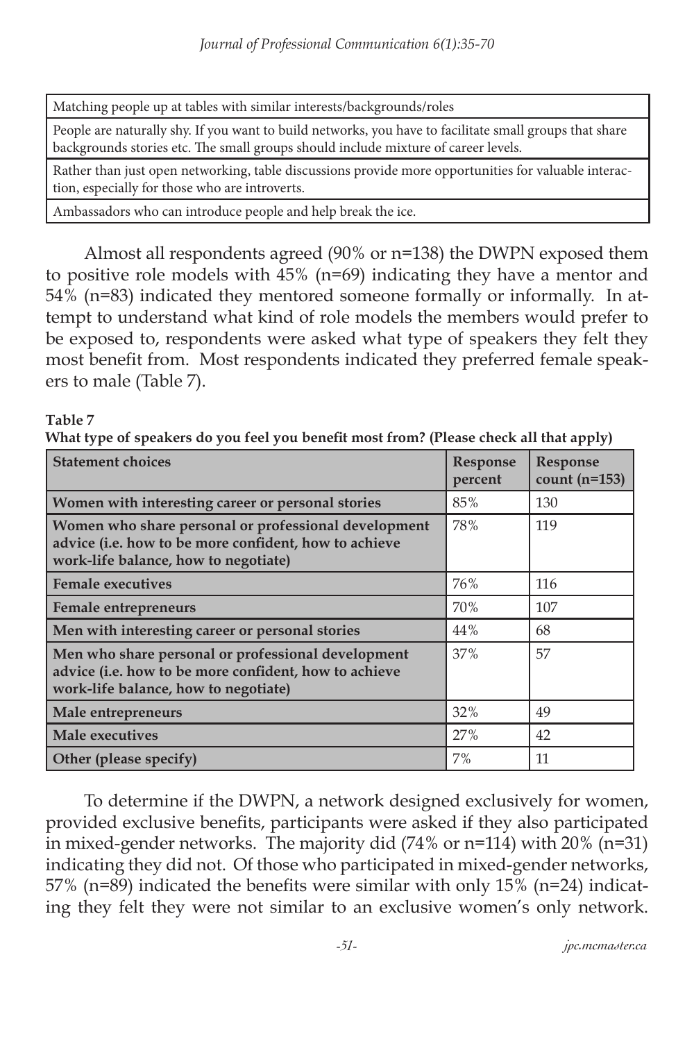| Matching people up at tables with similar interests/backgrounds/roles |
|---|
| People are naturally shy. If you want to build networks, you have to facilitate small groups that share backgrounds stories etc. The small groups should include mixture of career levels. |
| Rather than just open networking, table discussions provide more opportunities for valuable interaction, especially for those who are introverts. |
| Ambassadors who can introduce people and help break the ice. |

Almost all respondents agreed (90% or n=138) the DWPN exposed them to positive role models with 45% (n=69) indicating they have a mentor and 54% (n=83) indicated they mentored someone formally or informally. In attempt to understand what kind of role models the members would prefer to be exposed to, respondents were asked what type of speakers they felt they most benefit from. Most respondents indicated they preferred female speakers to male (Table 7).

**Table 7**
**What type of speakers do you feel you benefit most from? (Please check all that apply)**

| Statement choices | Response percent | Response count (n=153) |
|---|---|---|
| **Women with interesting career or personal stories** | 85% | 130 |
| **Women who share personal or professional development advice (i.e. how to be more confident, how to achieve work-life balance, how to negotiate)** | 78% | 119 |
| **Female executives** | 76% | 116 |
| **Female entrepreneurs** | 70% | 107 |
| **Men with interesting career or personal stories** | 44% | 68 |
| **Men who share personal or professional development advice (i.e. how to be more confident, how to achieve work-life balance, how to negotiate)** | 37% | 57 |
| **Male entrepreneurs** | 32% | 49 |
| **Male executives** | 27% | 42 |
| **Other (please specify)** | 7% | 11 |

To determine if the DWPN, a network designed exclusively for women, provided exclusive benefits, participants were asked if they also participated in mixed-gender networks. The majority did (74% or n=114) with 20% (n=31) indicating they did not. Of those who participated in mixed-gender networks, 57% (n=89) indicated the benefits were similar with only 15% (n=24) indicating they felt they were not similar to an exclusive women's only network.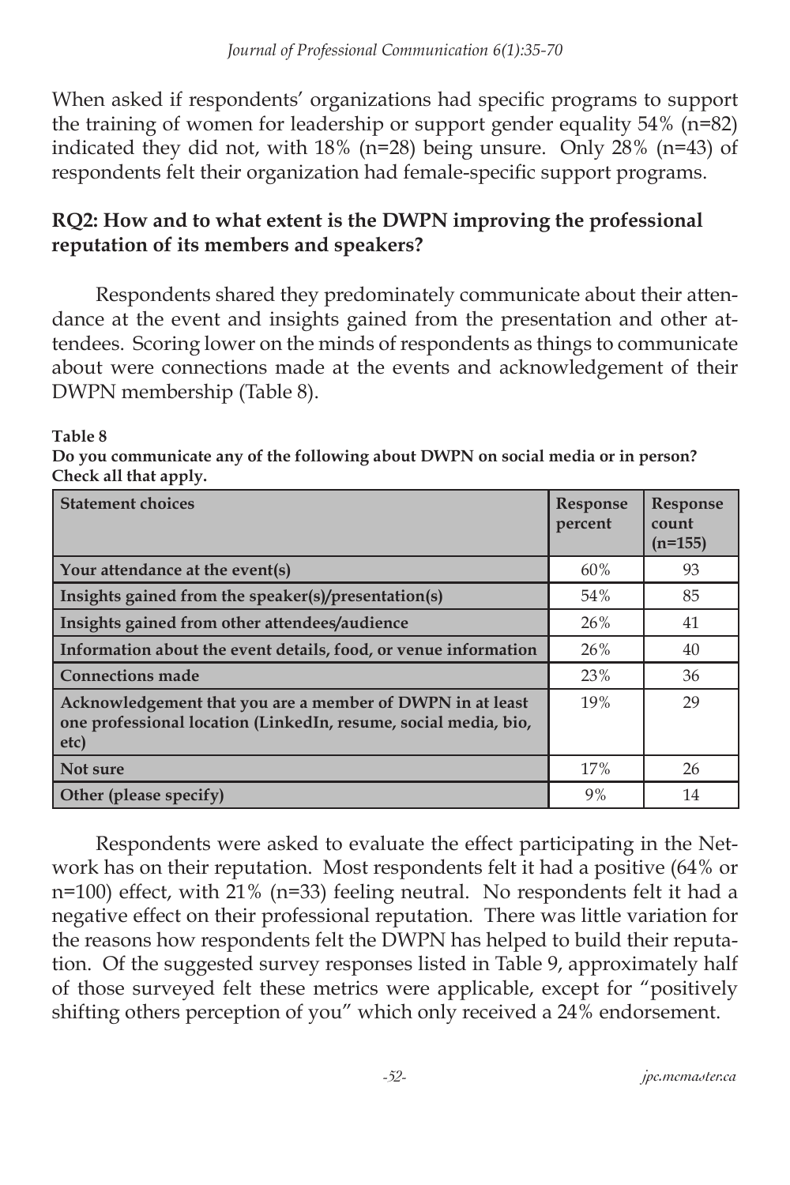When asked if respondents' organizations had specific programs to support the training of women for leadership or support gender equality 54% (n=82) indicated they did not, with 18% (n=28) being unsure. Only 28% (n=43) of respondents felt their organization had female-specific support programs.

### RQ2: How and to what extent is the DWPN improving the professional reputation of its members and speakers?

Respondents shared they predominately communicate about their attendance at the event and insights gained from the presentation and other attendees. Scoring lower on the minds of respondents as things to communicate about were connections made at the events and acknowledgement of their DWPN membership (Table 8).

**Table 8**
**Do you communicate any of the following about DWPN on social media or in person? Check all that apply.**

| Statement choices | Response percent | Response count (n=155) |
|---|---|---|
| **Your attendance at the event(s)** | 60% | 93 |
| **Insights gained from the speaker(s)/presentation(s)** | 54% | 85 |
| **Insights gained from other attendees/audience** | 26% | 41 |
| **Information about the event details, food, or venue information** | 26% | 40 |
| **Connections made** | 23% | 36 |
| **Acknowledgement that you are a member of DWPN in at least one professional location (LinkedIn, resume, social media, bio, etc)** | 19% | 29 |
| **Not sure** | 17% | 26 |
| **Other (please specify)** | 9% | 14 |

Respondents were asked to evaluate the effect participating in the Network has on their reputation. Most respondents felt it had a positive (64% or n=100) effect, with 21% (n=33) feeling neutral. No respondents felt it had a negative effect on their professional reputation. There was little variation for the reasons how respondents felt the DWPN has helped to build their reputation. Of the suggested survey responses listed in Table 9, approximately half of those surveyed felt these metrics were applicable, except for "positively shifting others perception of you" which only received a 24% endorsement.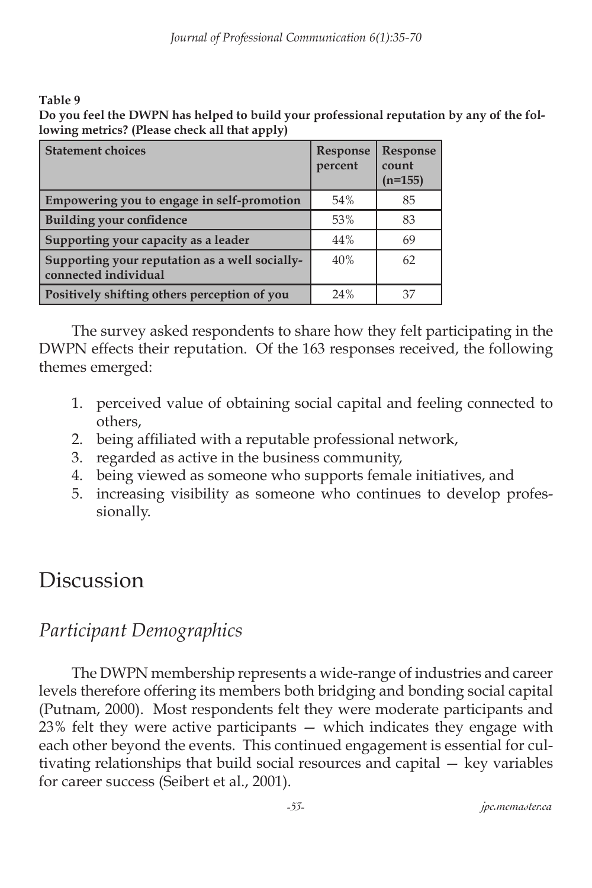**Table 9**

**Do you feel the DWPN has helped to build your professional reputation by any of the following metrics? (Please check all that apply)**

| Statement choices | Response percent | Response count (n=155) |
|---|---|---|
| **Empowering you to engage in self-promotion** | 54% | 85 |
| **Building your confidence** | 53% | 83 |
| **Supporting your capacity as a leader** | 44% | 69 |
| **Supporting your reputation as a well socially-connected individual** | 40% | 62 |
| **Positively shifting others perception of you** | 24% | 37 |

The survey asked respondents to share how they felt participating in the DWPN effects their reputation. Of the 163 responses received, the following themes emerged:

1. perceived value of obtaining social capital and feeling connected to others,
2. being affiliated with a reputable professional network,
3. regarded as active in the business community,
4. being viewed as someone who supports female initiatives, and
5. increasing visibility as someone who continues to develop professionally.

# Discussion

## *Participant Demographics*

The DWPN membership represents a wide-range of industries and career levels therefore offering its members both bridging and bonding social capital (Putnam, 2000). Most respondents felt they were moderate participants and 23% felt they were active participants — which indicates they engage with each other beyond the events. This continued engagement is essential for cultivating relationships that build social resources and capital — key variables for career success (Seibert et al., 2001).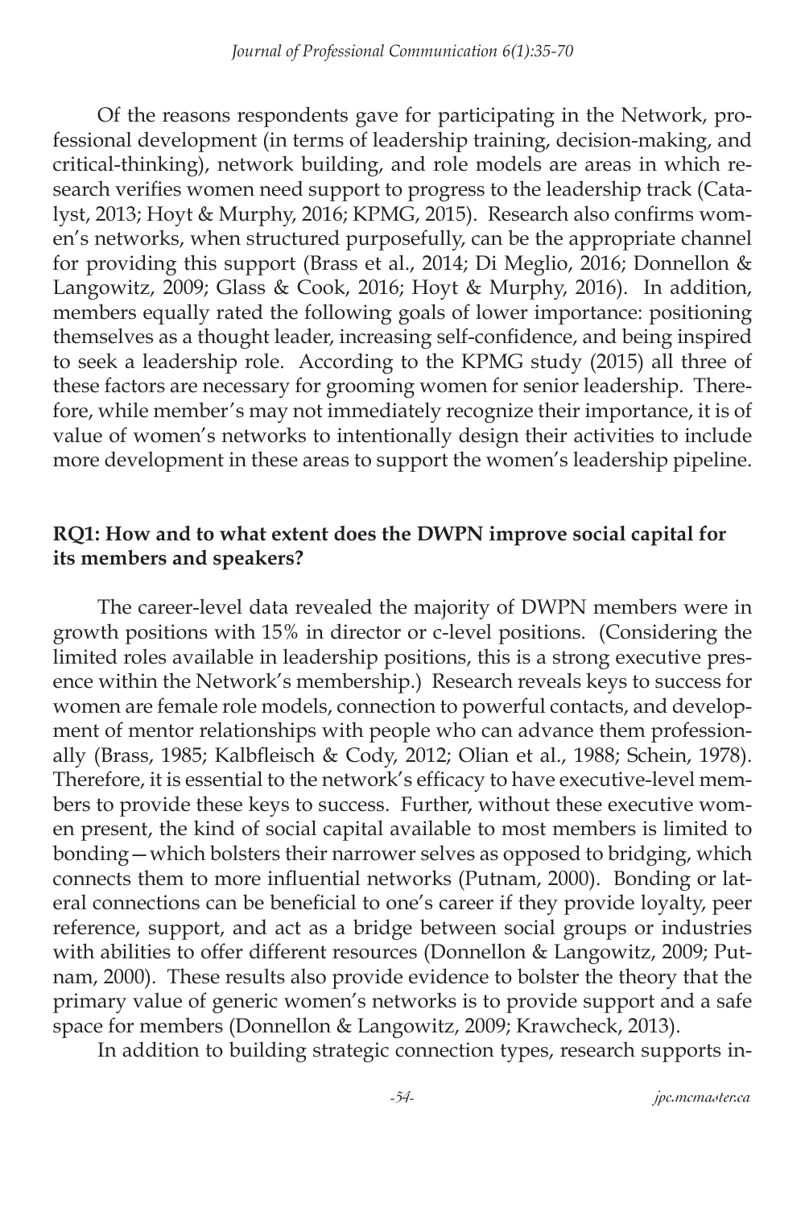Of the reasons respondents gave for participating in the Network, professional development (in terms of leadership training, decision-making, and critical-thinking), network building, and role models are areas in which research verifies women need support to progress to the leadership track (Catalyst, 2013; Hoyt & Murphy, 2016; KPMG, 2015). Research also confirms women's networks, when structured purposefully, can be the appropriate channel for providing this support (Brass et al., 2014; Di Meglio, 2016; Donnellon & Langowitz, 2009; Glass & Cook, 2016; Hoyt & Murphy, 2016). In addition, members equally rated the following goals of lower importance: positioning themselves as a thought leader, increasing self-confidence, and being inspired to seek a leadership role. According to the KPMG study (2015) all three of these factors are necessary for grooming women for senior leadership. Therefore, while member's may not immediately recognize their importance, it is of value of women's networks to intentionally design their activities to include more development in these areas to support the women's leadership pipeline.

### RQ1: How and to what extent does the DWPN improve social capital for its members and speakers?

The career-level data revealed the majority of DWPN members were in growth positions with 15% in director or c-level positions. (Considering the limited roles available in leadership positions, this is a strong executive presence within the Network's membership.) Research reveals keys to success for women are female role models, connection to powerful contacts, and development of mentor relationships with people who can advance them professionally (Brass, 1985; Kalbfleisch & Cody, 2012; Olian et al., 1988; Schein, 1978). Therefore, it is essential to the network's efficacy to have executive-level members to provide these keys to success. Further, without these executive women present, the kind of social capital available to most members is limited to bonding—which bolsters their narrower selves as opposed to bridging, which connects them to more influential networks (Putnam, 2000). Bonding or lateral connections can be beneficial to one's career if they provide loyalty, peer reference, support, and act as a bridge between social groups or industries with abilities to offer different resources (Donnellon & Langowitz, 2009; Putnam, 2000). These results also provide evidence to bolster the theory that the primary value of generic women's networks is to provide support and a safe space for members (Donnellon & Langowitz, 2009; Krawcheck, 2013).

In addition to building strategic connection types, research supports in-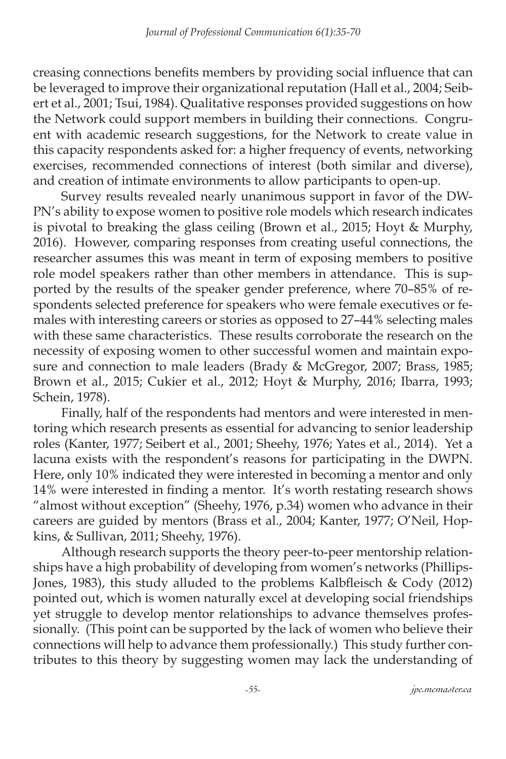creasing connections benefits members by providing social influence that can be leveraged to improve their organizational reputation (Hall et al., 2004; Seibert et al., 2001; Tsui, 1984). Qualitative responses provided suggestions on how the Network could support members in building their connections. Congruent with academic research suggestions, for the Network to create value in this capacity respondents asked for: a higher frequency of events, networking exercises, recommended connections of interest (both similar and diverse), and creation of intimate environments to allow participants to open-up.

Survey results revealed nearly unanimous support in favor of the DWPN's ability to expose women to positive role models which research indicates is pivotal to breaking the glass ceiling (Brown et al., 2015; Hoyt & Murphy, 2016). However, comparing responses from creating useful connections, the researcher assumes this was meant in term of exposing members to positive role model speakers rather than other members in attendance. This is supported by the results of the speaker gender preference, where 70–85% of respondents selected preference for speakers who were female executives or females with interesting careers or stories as opposed to 27–44% selecting males with these same characteristics. These results corroborate the research on the necessity of exposing women to other successful women and maintain exposure and connection to male leaders (Brady & McGregor, 2007; Brass, 1985; Brown et al., 2015; Cukier et al., 2012; Hoyt & Murphy, 2016; Ibarra, 1993; Schein, 1978).

Finally, half of the respondents had mentors and were interested in mentoring which research presents as essential for advancing to senior leadership roles (Kanter, 1977; Seibert et al., 2001; Sheehy, 1976; Yates et al., 2014). Yet a lacuna exists with the respondent's reasons for participating in the DWPN. Here, only 10% indicated they were interested in becoming a mentor and only 14% were interested in finding a mentor. It's worth restating research shows "almost without exception" (Sheehy, 1976, p.34) women who advance in their careers are guided by mentors (Brass et al., 2004; Kanter, 1977; O'Neil, Hopkins, & Sullivan, 2011; Sheehy, 1976).

Although research supports the theory peer-to-peer mentorship relationships have a high probability of developing from women's networks (Phillips-Jones, 1983), this study alluded to the problems Kalbfleisch & Cody (2012) pointed out, which is women naturally excel at developing social friendships yet struggle to develop mentor relationships to advance themselves professionally. (This point can be supported by the lack of women who believe their connections will help to advance them professionally.) This study further contributes to this theory by suggesting women may lack the understanding of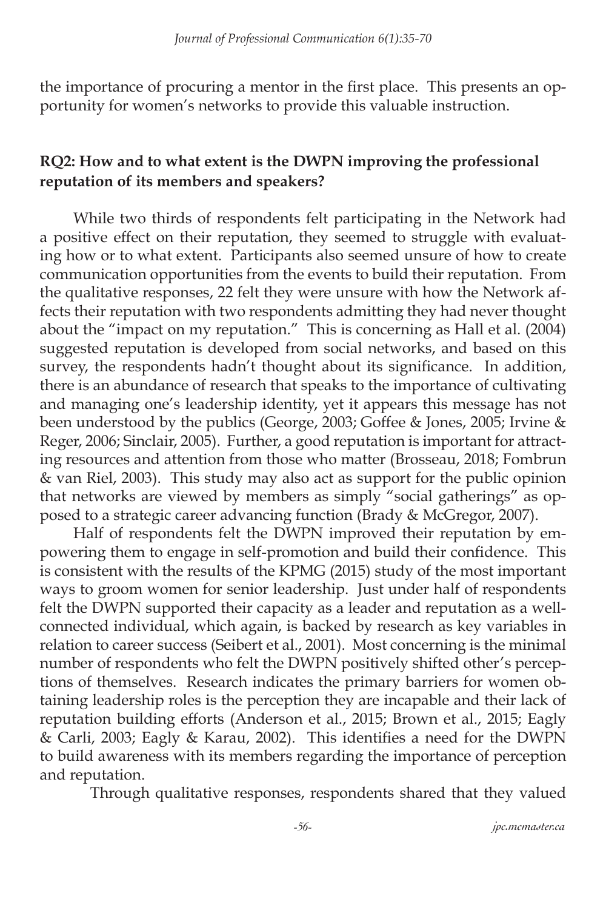the importance of procuring a mentor in the first place. This presents an opportunity for women's networks to provide this valuable instruction.

### RQ2: How and to what extent is the DWPN improving the professional reputation of its members and speakers?

While two thirds of respondents felt participating in the Network had a positive effect on their reputation, they seemed to struggle with evaluating how or to what extent. Participants also seemed unsure of how to create communication opportunities from the events to build their reputation. From the qualitative responses, 22 felt they were unsure with how the Network affects their reputation with two respondents admitting they had never thought about the "impact on my reputation." This is concerning as Hall et al. (2004) suggested reputation is developed from social networks, and based on this survey, the respondents hadn't thought about its significance. In addition, there is an abundance of research that speaks to the importance of cultivating and managing one's leadership identity, yet it appears this message has not been understood by the publics (George, 2003; Goffee & Jones, 2005; Irvine & Reger, 2006; Sinclair, 2005). Further, a good reputation is important for attracting resources and attention from those who matter (Brosseau, 2018; Fombrun & van Riel, 2003). This study may also act as support for the public opinion that networks are viewed by members as simply "social gatherings" as opposed to a strategic career advancing function (Brady & McGregor, 2007).

Half of respondents felt the DWPN improved their reputation by empowering them to engage in self-promotion and build their confidence. This is consistent with the results of the KPMG (2015) study of the most important ways to groom women for senior leadership. Just under half of respondents felt the DWPN supported their capacity as a leader and reputation as a well-connected individual, which again, is backed by research as key variables in relation to career success (Seibert et al., 2001). Most concerning is the minimal number of respondents who felt the DWPN positively shifted other's perceptions of themselves. Research indicates the primary barriers for women obtaining leadership roles is the perception they are incapable and their lack of reputation building efforts (Anderson et al., 2015; Brown et al., 2015; Eagly & Carli, 2003; Eagly & Karau, 2002). This identifies a need for the DWPN to build awareness with its members regarding the importance of perception and reputation.

Through qualitative responses, respondents shared that they valued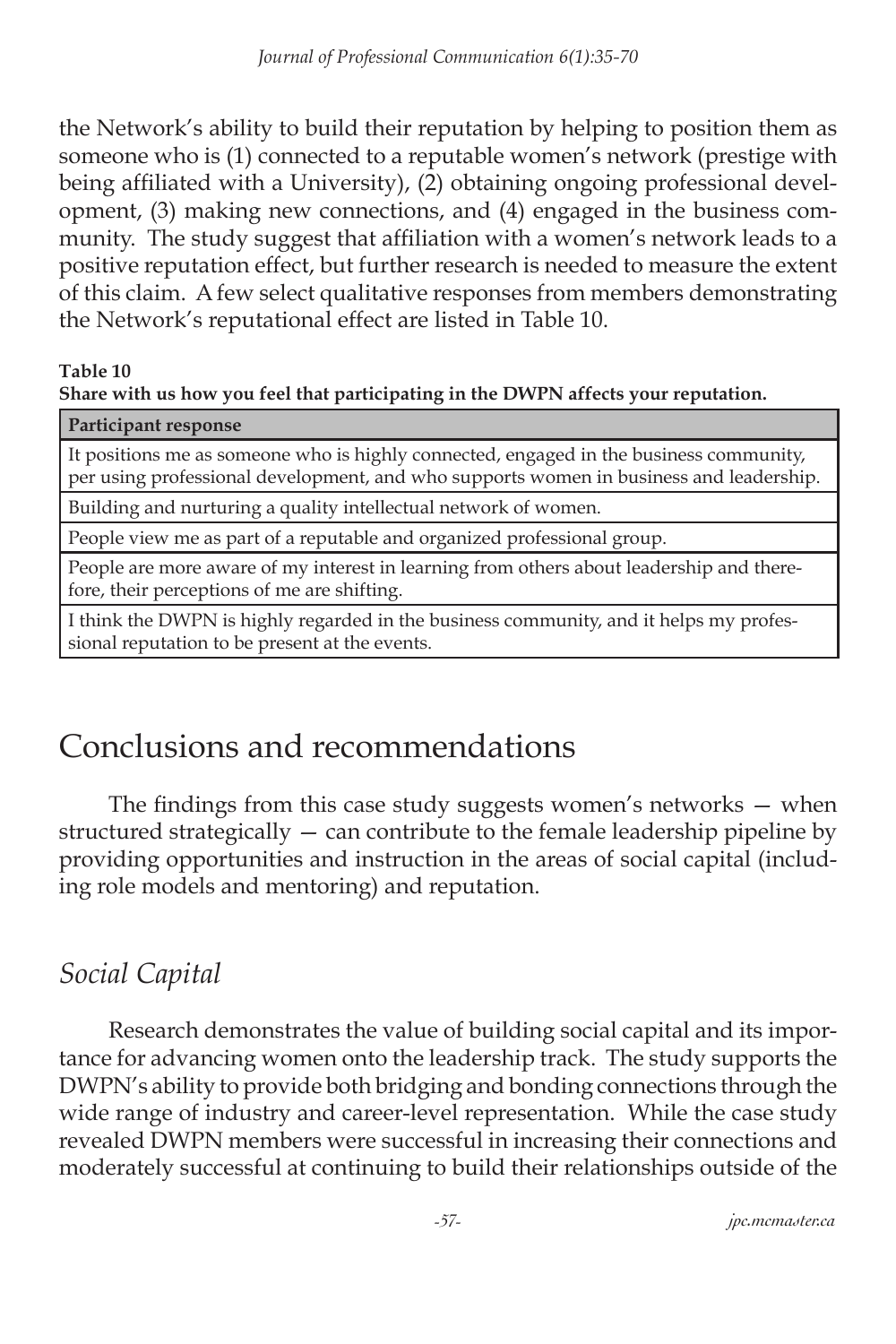the Network's ability to build their reputation by helping to position them as someone who is (1) connected to a reputable women's network (prestige with being affiliated with a University), (2) obtaining ongoing professional development, (3) making new connections, and (4) engaged in the business community. The study suggest that affiliation with a women's network leads to a positive reputation effect, but further research is needed to measure the extent of this claim. A few select qualitative responses from members demonstrating the Network's reputational effect are listed in Table 10.

**Table 10**
**Share with us how you feel that participating in the DWPN affects your reputation.**

| Participant response |
|---|
| It positions me as someone who is highly connected, engaged in the business community, per using professional development, and who supports women in business and leadership. |
| Building and nurturing a quality intellectual network of women. |
| People view me as part of a reputable and organized professional group. |
| People are more aware of my interest in learning from others about leadership and therefore, their perceptions of me are shifting. |
| I think the DWPN is highly regarded in the business community, and it helps my professional reputation to be present at the events. |

# Conclusions and recommendations

The findings from this case study suggests women's networks — when structured strategically — can contribute to the female leadership pipeline by providing opportunities and instruction in the areas of social capital (including role models and mentoring) and reputation.

## *Social Capital*

Research demonstrates the value of building social capital and its importance for advancing women onto the leadership track. The study supports the DWPN's ability to provide both bridging and bonding connections through the wide range of industry and career-level representation. While the case study revealed DWPN members were successful in increasing their connections and moderately successful at continuing to build their relationships outside of the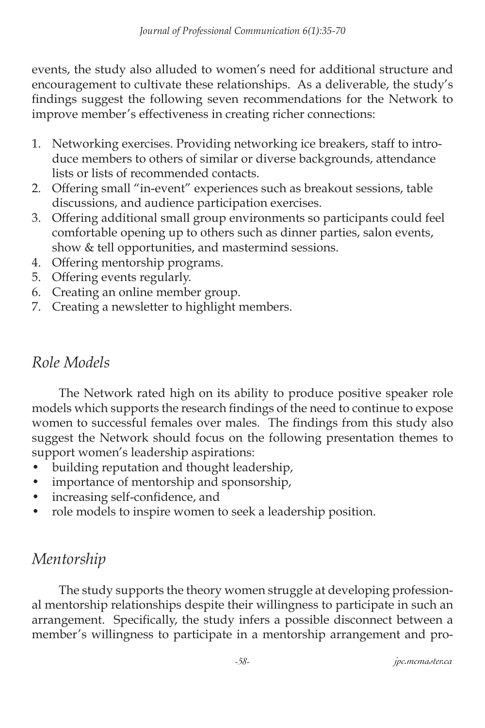events, the study also alluded to women's need for additional structure and encouragement to cultivate these relationships. As a deliverable, the study's findings suggest the following seven recommendations for the Network to improve member's effectiveness in creating richer connections:

1. Networking exercises. Providing networking ice breakers, staff to introduce members to others of similar or diverse backgrounds, attendance lists or lists of recommended contacts.
2. Offering small "in-event" experiences such as breakout sessions, table discussions, and audience participation exercises.
3. Offering additional small group environments so participants could feel comfortable opening up to others such as dinner parties, salon events, show & tell opportunities, and mastermind sessions.
4. Offering mentorship programs.
5. Offering events regularly.
6. Creating an online member group.
7. Creating a newsletter to highlight members.

## *Role Models*

The Network rated high on its ability to produce positive speaker role models which supports the research findings of the need to continue to expose women to successful females over males. The findings from this study also suggest the Network should focus on the following presentation themes to support women's leadership aspirations:

- building reputation and thought leadership,
- importance of mentorship and sponsorship,
- increasing self-confidence, and
- role models to inspire women to seek a leadership position.

## *Mentorship*

The study supports the theory women struggle at developing professional mentorship relationships despite their willingness to participate in such an arrangement. Specifically, the study infers a possible disconnect between a member's willingness to participate in a mentorship arrangement and pro-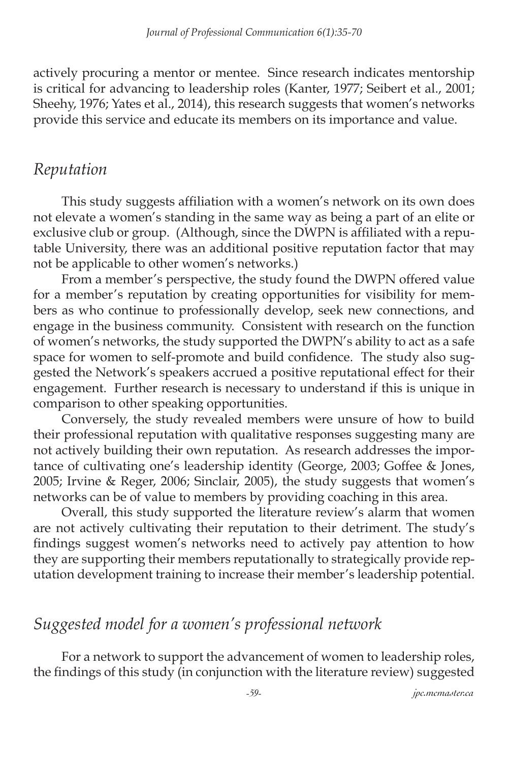actively procuring a mentor or mentee. Since research indicates mentorship is critical for advancing to leadership roles (Kanter, 1977; Seibert et al., 2001; Sheehy, 1976; Yates et al., 2014), this research suggests that women's networks provide this service and educate its members on its importance and value.

## *Reputation*

This study suggests affiliation with a women's network on its own does not elevate a women's standing in the same way as being a part of an elite or exclusive club or group. (Although, since the DWPN is affiliated with a reputable University, there was an additional positive reputation factor that may not be applicable to other women's networks.)

From a member's perspective, the study found the DWPN offered value for a member's reputation by creating opportunities for visibility for members as who continue to professionally develop, seek new connections, and engage in the business community. Consistent with research on the function of women's networks, the study supported the DWPN's ability to act as a safe space for women to self-promote and build confidence. The study also suggested the Network's speakers accrued a positive reputational effect for their engagement. Further research is necessary to understand if this is unique in comparison to other speaking opportunities.

Conversely, the study revealed members were unsure of how to build their professional reputation with qualitative responses suggesting many are not actively building their own reputation. As research addresses the importance of cultivating one's leadership identity (George, 2003; Goffee & Jones, 2005; Irvine & Reger, 2006; Sinclair, 2005), the study suggests that women's networks can be of value to members by providing coaching in this area.

Overall, this study supported the literature review's alarm that women are not actively cultivating their reputation to their detriment. The study's findings suggest women's networks need to actively pay attention to how they are supporting their members reputationally to strategically provide reputation development training to increase their member's leadership potential.

## *Suggested model for a women's professional network*

For a network to support the advancement of women to leadership roles, the findings of this study (in conjunction with the literature review) suggested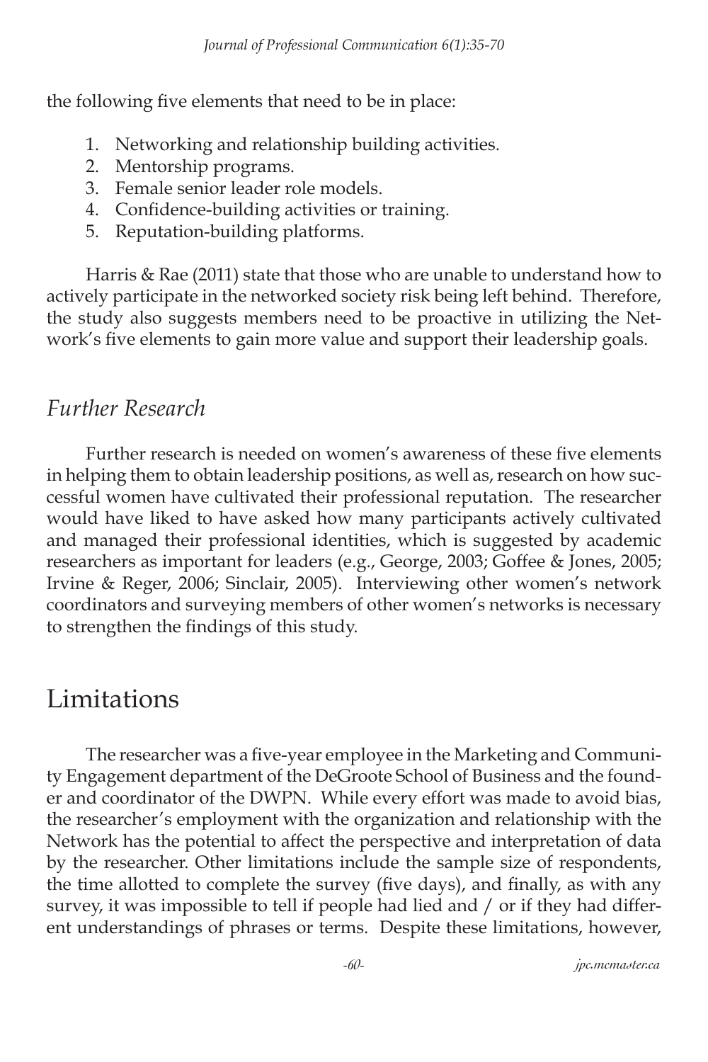the following five elements that need to be in place:

1. Networking and relationship building activities.
2. Mentorship programs.
3. Female senior leader role models.
4. Confidence-building activities or training.
5. Reputation-building platforms.

Harris & Rae (2011) state that those who are unable to understand how to actively participate in the networked society risk being left behind. Therefore, the study also suggests members need to be proactive in utilizing the Network's five elements to gain more value and support their leadership goals.

### *Further Research*

Further research is needed on women's awareness of these five elements in helping them to obtain leadership positions, as well as, research on how successful women have cultivated their professional reputation. The researcher would have liked to have asked how many participants actively cultivated and managed their professional identities, which is suggested by academic researchers as important for leaders (e.g., George, 2003; Goffee & Jones, 2005; Irvine & Reger, 2006; Sinclair, 2005). Interviewing other women's network coordinators and surveying members of other women's networks is necessary to strengthen the findings of this study.

## Limitations

The researcher was a five-year employee in the Marketing and Community Engagement department of the DeGroote School of Business and the founder and coordinator of the DWPN. While every effort was made to avoid bias, the researcher's employment with the organization and relationship with the Network has the potential to affect the perspective and interpretation of data by the researcher. Other limitations include the sample size of respondents, the time allotted to complete the survey (five days), and finally, as with any survey, it was impossible to tell if people had lied and / or if they had different understandings of phrases or terms. Despite these limitations, however,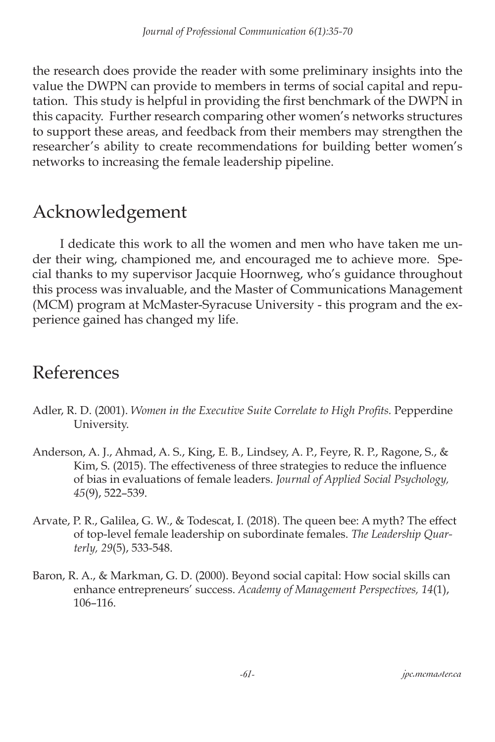the research does provide the reader with some preliminary insights into the value the DWPN can provide to members in terms of social capital and reputation. This study is helpful in providing the first benchmark of the DWPN in this capacity. Further research comparing other women's networks structures to support these areas, and feedback from their members may strengthen the researcher's ability to create recommendations for building better women's networks to increasing the female leadership pipeline.

## Acknowledgement

I dedicate this work to all the women and men who have taken me under their wing, championed me, and encouraged me to achieve more. Special thanks to my supervisor Jacquie Hoornweg, who's guidance throughout this process was invaluable, and the Master of Communications Management (MCM) program at McMaster-Syracuse University - this program and the experience gained has changed my life.

## References

Adler, R. D. (2001). *Women in the Executive Suite Correlate to High Profits.* Pepperdine University.

Anderson, A. J., Ahmad, A. S., King, E. B., Lindsey, A. P., Feyre, R. P., Ragone, S., & Kim, S. (2015). The effectiveness of three strategies to reduce the influence of bias in evaluations of female leaders. *Journal of Applied Social Psychology, 45*(9), 522–539.

Arvate, P. R., Galilea, G. W., & Todescat, I. (2018). The queen bee: A myth? The effect of top-level female leadership on subordinate females. *The Leadership Quarterly, 29*(5), 533-548.

Baron, R. A., & Markman, G. D. (2000). Beyond social capital: How social skills can enhance entrepreneurs' success. *Academy of Management Perspectives, 14*(1), 106–116.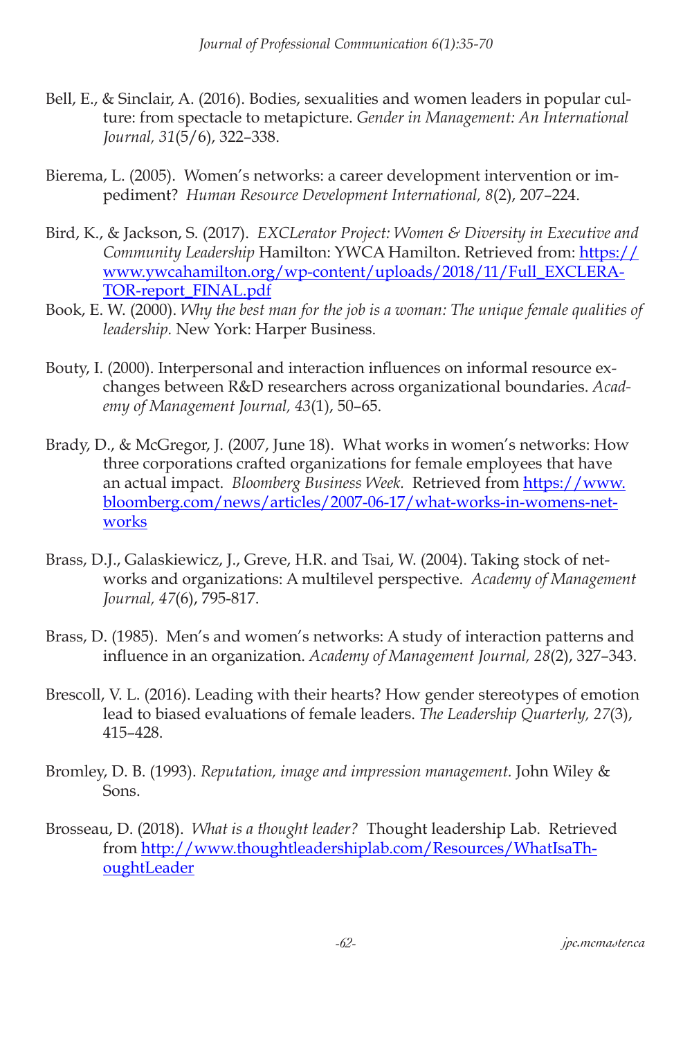Bell, E., & Sinclair, A. (2016). Bodies, sexualities and women leaders in popular culture: from spectacle to metapicture. *Gender in Management: An International Journal, 31*(5/6), 322–338.

Bierema, L. (2005). Women's networks: a career development intervention or impediment? *Human Resource Development International, 8*(2), 207–224.

Bird, K., & Jackson, S. (2017). *EXCLerator Project: Women & Diversity in Executive and Community Leadership* Hamilton: YWCA Hamilton. Retrieved from: https://www.ywcahamilton.org/wp-content/uploads/2018/11/Full_EXCLERATOR-report_FINAL.pdf

Book, E. W. (2000). *Why the best man for the job is a woman: The unique female qualities of leadership.* New York: Harper Business.

Bouty, I. (2000). Interpersonal and interaction influences on informal resource exchanges between R&D researchers across organizational boundaries. *Academy of Management Journal, 43*(1), 50–65.

Brady, D., & McGregor, J. (2007, June 18). What works in women's networks: How three corporations crafted organizations for female employees that have an actual impact. *Bloomberg Business Week.* Retrieved from https://www.bloomberg.com/news/articles/2007-06-17/what-works-in-womens-networks

Brass, D.J., Galaskiewicz, J., Greve, H.R. and Tsai, W. (2004). Taking stock of networks and organizations: A multilevel perspective. *Academy of Management Journal, 47*(6), 795-817.

Brass, D. (1985). Men's and women's networks: A study of interaction patterns and influence in an organization. *Academy of Management Journal, 28*(2), 327–343.

Brescoll, V. L. (2016). Leading with their hearts? How gender stereotypes of emotion lead to biased evaluations of female leaders. *The Leadership Quarterly, 27*(3), 415–428.

Bromley, D. B. (1993). *Reputation, image and impression management.* John Wiley & Sons.

Brosseau, D. (2018). *What is a thought leader?* Thought leadership Lab. Retrieved from http://www.thoughtleadershiplab.com/Resources/WhatIsaThoughtLeader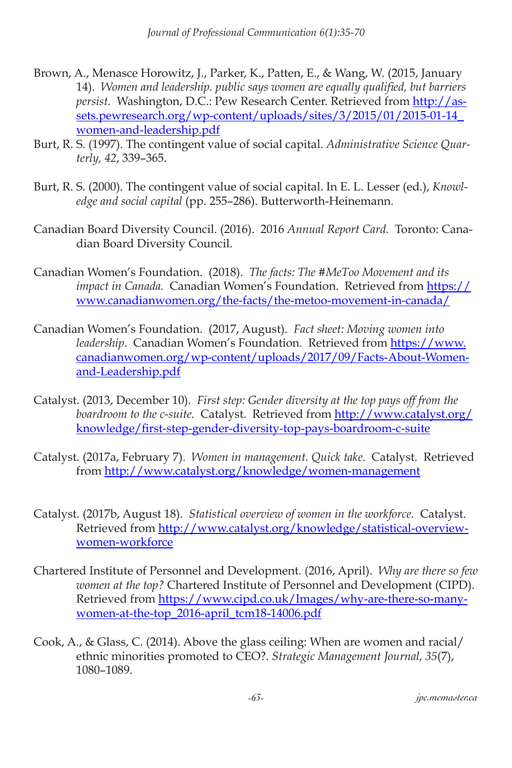Brown, A., Menasce Horowitz, J., Parker, K., Patten, E., & Wang, W. (2015, January 14). *Women and leadership. public says women are equally qualified, but barriers persist.* Washington, D.C.: Pew Research Center. Retrieved from http://assets.pewresearch.org/wp-content/uploads/sites/3/2015/01/2015-01-14_women-and-leadership.pdf

Burt, R. S. (1997). The contingent value of social capital. *Administrative Science Quarterly, 42*, 339–365.

Burt, R. S. (2000). The contingent value of social capital. In E. L. Lesser (ed.), *Knowledge and social capital* (pp. 255–286). Butterworth-Heinemann.

Canadian Board Diversity Council. (2016). 2016 *Annual Report Card.* Toronto: Canadian Board Diversity Council.

Canadian Women's Foundation. (2018). *The facts: The #MeToo Movement and its impact in Canada.* Canadian Women's Foundation. Retrieved from https://www.canadianwomen.org/the-facts/the-metoo-movement-in-canada/

Canadian Women's Foundation. (2017, August). *Fact sheet: Moving women into leadership.* Canadian Women's Foundation. Retrieved from https://www.canadianwomen.org/wp-content/uploads/2017/09/Facts-About-Women-and-Leadership.pdf

Catalyst. (2013, December 10). *First step: Gender diversity at the top pays off from the boardroom to the c-suite.* Catalyst. Retrieved from http://www.catalyst.org/knowledge/first-step-gender-diversity-top-pays-boardroom-c-suite

Catalyst. (2017a, February 7). *Women in management. Quick take.* Catalyst. Retrieved from http://www.catalyst.org/knowledge/women-management

Catalyst. (2017b, August 18). *Statistical overview of women in the workforce.* Catalyst. Retrieved from http://www.catalyst.org/knowledge/statistical-overview-women-workforce

Chartered Institute of Personnel and Development. (2016, April). *Why are there so few women at the top?* Chartered Institute of Personnel and Development (CIPD). Retrieved from https://www.cipd.co.uk/Images/why-are-there-so-many-women-at-the-top_2016-april_tcm18-14006.pdf

Cook, A., & Glass, C. (2014). Above the glass ceiling: When are women and racial/ethnic minorities promoted to CEO?. *Strategic Management Journal, 35*(7), 1080–1089.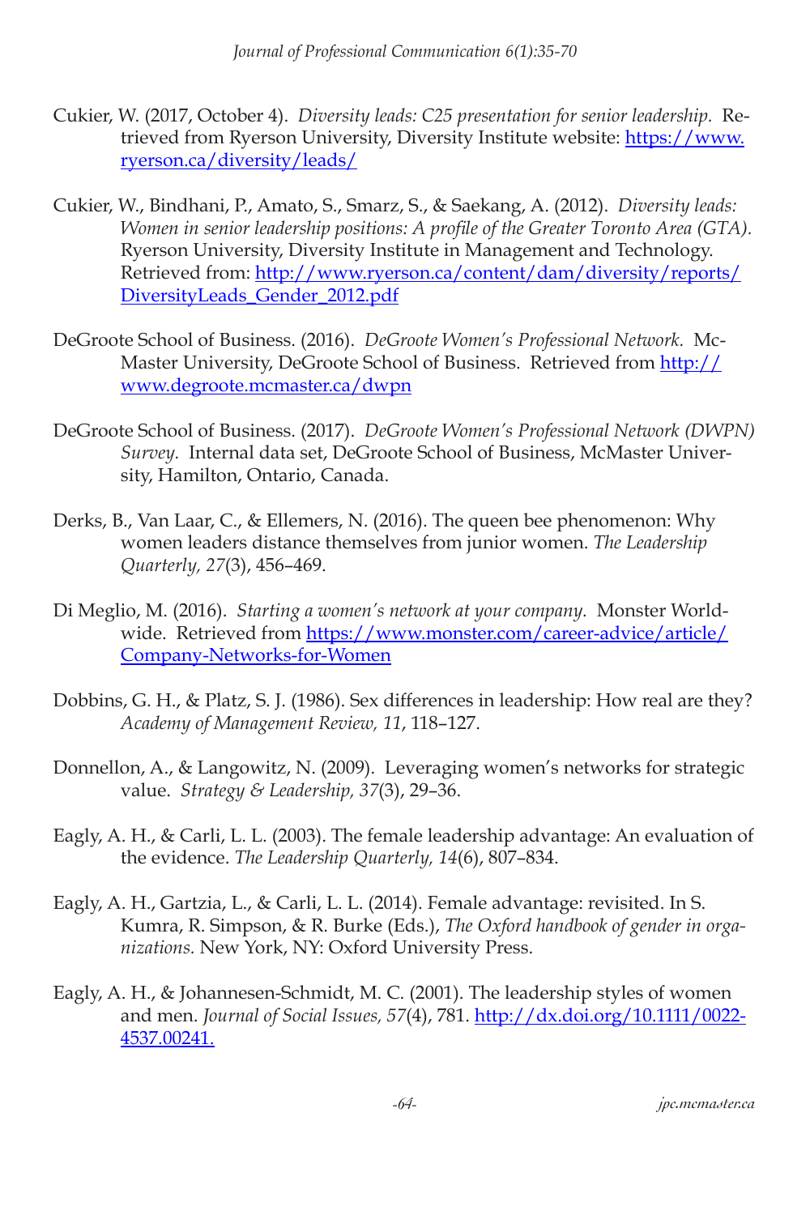Cukier, W. (2017, October 4). *Diversity leads: C25 presentation for senior leadership.* Retrieved from Ryerson University, Diversity Institute website: https://www.ryerson.ca/diversity/leads/

Cukier, W., Bindhani, P., Amato, S., Smarz, S., & Saekang, A. (2012). *Diversity leads: Women in senior leadership positions: A profile of the Greater Toronto Area (GTA).* Ryerson University, Diversity Institute in Management and Technology. Retrieved from: http://www.ryerson.ca/content/dam/diversity/reports/DiversityLeads_Gender_2012.pdf

DeGroote School of Business. (2016). *DeGroote Women's Professional Network.* McMaster University, DeGroote School of Business. Retrieved from http://www.degroote.mcmaster.ca/dwpn

DeGroote School of Business. (2017). *DeGroote Women's Professional Network (DWPN) Survey.* Internal data set, DeGroote School of Business, McMaster University, Hamilton, Ontario, Canada.

Derks, B., Van Laar, C., & Ellemers, N. (2016). The queen bee phenomenon: Why women leaders distance themselves from junior women. *The Leadership Quarterly, 27*(3), 456–469.

Di Meglio, M. (2016). *Starting a women's network at your company.* Monster Worldwide. Retrieved from https://www.monster.com/career-advice/article/Company-Networks-for-Women

Dobbins, G. H., & Platz, S. J. (1986). Sex differences in leadership: How real are they? *Academy of Management Review, 11*, 118–127.

Donnellon, A., & Langowitz, N. (2009). Leveraging women's networks for strategic value. *Strategy & Leadership, 37*(3), 29–36.

Eagly, A. H., & Carli, L. L. (2003). The female leadership advantage: An evaluation of the evidence. *The Leadership Quarterly, 14*(6), 807–834.

Eagly, A. H., Gartzia, L., & Carli, L. L. (2014). Female advantage: revisited. In S. Kumra, R. Simpson, & R. Burke (Eds.), *The Oxford handbook of gender in organizations.* New York, NY: Oxford University Press.

Eagly, A. H., & Johannesen-Schmidt, M. C. (2001). The leadership styles of women and men. *Journal of Social Issues, 57*(4), 781. http://dx.doi.org/10.1111/0022-4537.00241.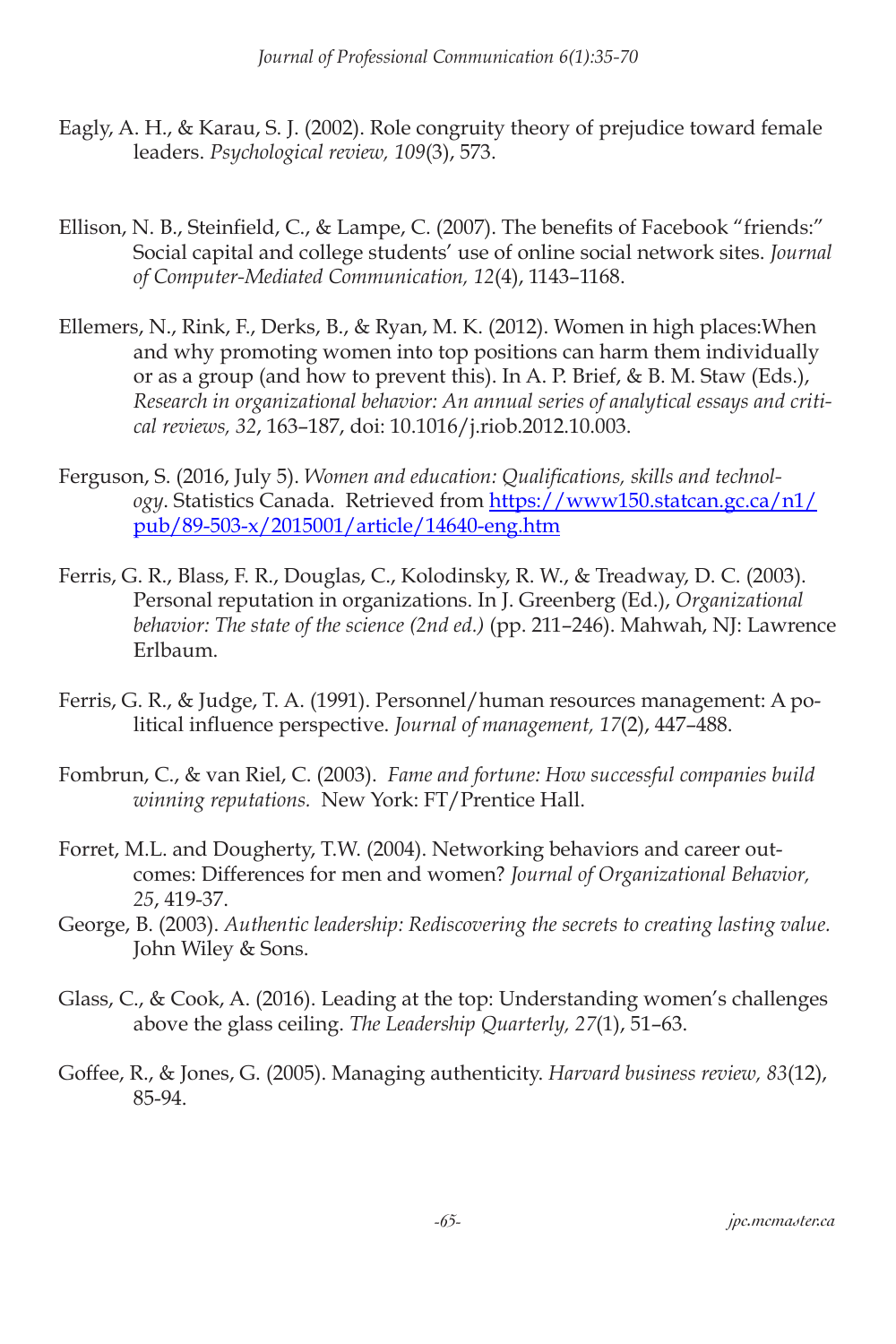Eagly, A. H., & Karau, S. J. (2002). Role congruity theory of prejudice toward female leaders. *Psychological review, 109*(3), 573.

Ellison, N. B., Steinfield, C., & Lampe, C. (2007). The benefits of Facebook "friends:" Social capital and college students' use of online social network sites. *Journal of Computer-Mediated Communication, 12*(4), 1143–1168.

Ellemers, N., Rink, F., Derks, B., & Ryan, M. K. (2012). Women in high places:When and why promoting women into top positions can harm them individually or as a group (and how to prevent this). In A. P. Brief, & B. M. Staw (Eds.), *Research in organizational behavior: An annual series of analytical essays and critical reviews, 32*, 163–187, doi: 10.1016/j.riob.2012.10.003.

Ferguson, S. (2016, July 5). *Women and education: Qualifications, skills and technology*. Statistics Canada. Retrieved from https://www150.statcan.gc.ca/n1/pub/89-503-x/2015001/article/14640-eng.htm

Ferris, G. R., Blass, F. R., Douglas, C., Kolodinsky, R. W., & Treadway, D. C. (2003). Personal reputation in organizations. In J. Greenberg (Ed.), *Organizational behavior: The state of the science (2nd ed.)* (pp. 211–246). Mahwah, NJ: Lawrence Erlbaum.

Ferris, G. R., & Judge, T. A. (1991). Personnel/human resources management: A political influence perspective. *Journal of management, 17*(2), 447–488.

Fombrun, C., & van Riel, C. (2003). *Fame and fortune: How successful companies build winning reputations.* New York: FT/Prentice Hall.

Forret, M.L. and Dougherty, T.W. (2004). Networking behaviors and career outcomes: Differences for men and women? *Journal of Organizational Behavior, 25*, 419-37.

George, B. (2003). *Authentic leadership: Rediscovering the secrets to creating lasting value.* John Wiley & Sons.

Glass, C., & Cook, A. (2016). Leading at the top: Understanding women's challenges above the glass ceiling. *The Leadership Quarterly, 27*(1), 51–63.

Goffee, R., & Jones, G. (2005). Managing authenticity. *Harvard business review, 83*(12), 85-94.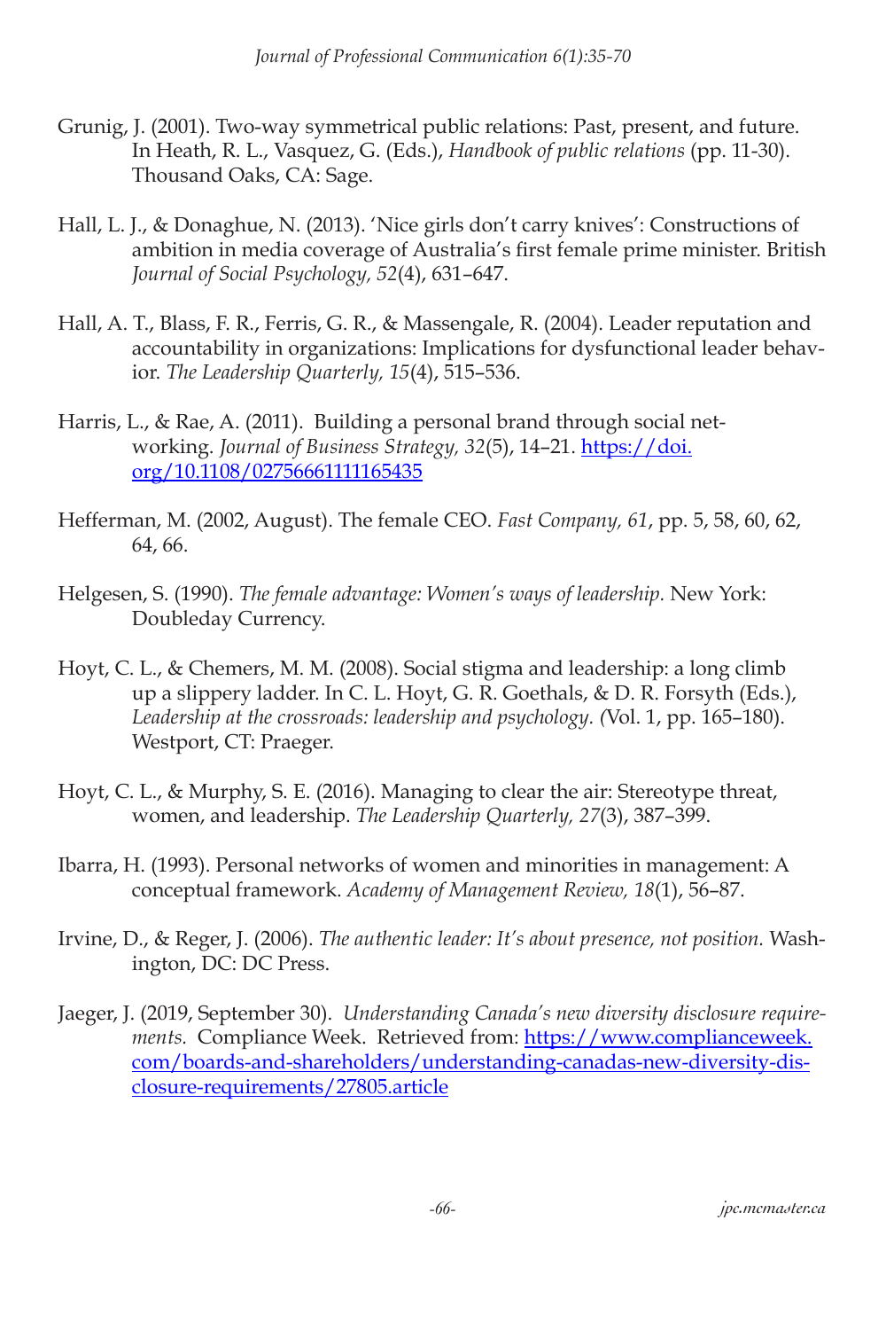Grunig, J. (2001). Two-way symmetrical public relations: Past, present, and future. In Heath, R. L., Vasquez, G. (Eds.), *Handbook of public relations* (pp. 11-30). Thousand Oaks, CA: Sage.

Hall, L. J., & Donaghue, N. (2013). 'Nice girls don't carry knives': Constructions of ambition in media coverage of Australia's first female prime minister. British *Journal of Social Psychology, 52*(4), 631–647.

Hall, A. T., Blass, F. R., Ferris, G. R., & Massengale, R. (2004). Leader reputation and accountability in organizations: Implications for dysfunctional leader behavior. *The Leadership Quarterly, 15*(4), 515–536.

Harris, L., & Rae, A. (2011). Building a personal brand through social networking. *Journal of Business Strategy, 32*(5), 14–21. https://doi.org/10.1108/02756661111165435

Hefferman, M. (2002, August). The female CEO. *Fast Company, 61*, pp. 5, 58, 60, 62, 64, 66.

Helgesen, S. (1990). *The female advantage: Women's ways of leadership.* New York: Doubleday Currency.

Hoyt, C. L., & Chemers, M. M. (2008). Social stigma and leadership: a long climb up a slippery ladder. In C. L. Hoyt, G. R. Goethals, & D. R. Forsyth (Eds.), *Leadership at the crossroads: leadership and psychology. (*Vol. 1, pp. 165–180). Westport, CT: Praeger.

Hoyt, C. L., & Murphy, S. E. (2016). Managing to clear the air: Stereotype threat, women, and leadership. *The Leadership Quarterly, 27*(3), 387–399.

Ibarra, H. (1993). Personal networks of women and minorities in management: A conceptual framework. *Academy of Management Review, 18*(1), 56–87.

Irvine, D., & Reger, J. (2006). *The authentic leader: It's about presence, not position.* Washington, DC: DC Press.

Jaeger, J. (2019, September 30). *Understanding Canada's new diversity disclosure requirements.* Compliance Week. Retrieved from: https://www.complianceweek.com/boards-and-shareholders/understanding-canadas-new-diversity-disclosure-requirements/27805.article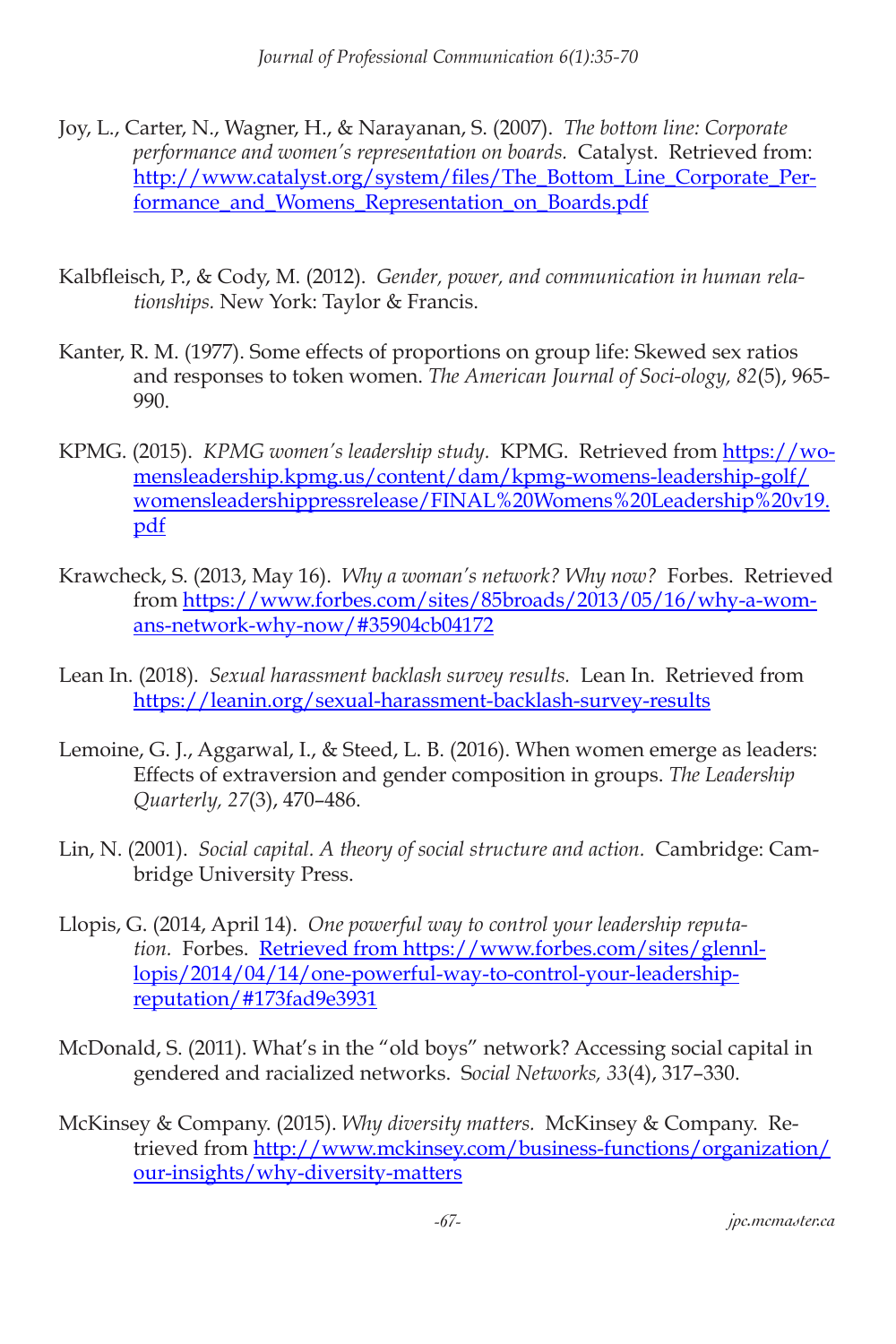Joy, L., Carter, N., Wagner, H., & Narayanan, S. (2007). *The bottom line: Corporate performance and women's representation on boards.* Catalyst. Retrieved from: http://www.catalyst.org/system/files/The_Bottom_Line_Corporate_Performance_and_Womens_Representation_on_Boards.pdf

Kalbfleisch, P., & Cody, M. (2012). *Gender, power, and communication in human relationships.* New York: Taylor & Francis.

Kanter, R. M. (1977). Some effects of proportions on group life: Skewed sex ratios and responses to token women. *The American Journal of Soci-ology, 82*(5), 965-990.

KPMG. (2015). *KPMG women's leadership study.* KPMG. Retrieved from https://womensleadership.kpmg.us/content/dam/kpmg-womens-leadership-golf/womensleadershippressrelease/FINAL%20Womens%20Leadership%20v19.pdf

Krawcheck, S. (2013, May 16). *Why a woman's network? Why now?* Forbes. Retrieved from https://www.forbes.com/sites/85broads/2013/05/16/why-a-womans-network-why-now/#35904cb04172

Lean In. (2018). *Sexual harassment backlash survey results.* Lean In. Retrieved from https://leanin.org/sexual-harassment-backlash-survey-results

Lemoine, G. J., Aggarwal, I., & Steed, L. B. (2016). When women emerge as leaders: Effects of extraversion and gender composition in groups. *The Leadership Quarterly, 27*(3), 470–486.

Lin, N. (2001). *Social capital. A theory of social structure and action.* Cambridge: Cambridge University Press.

Llopis, G. (2014, April 14). *One powerful way to control your leadership reputation.* Forbes. Retrieved from https://www.forbes.com/sites/glennllopis/2014/04/14/one-powerful-way-to-control-your-leadership-reputation/#173fad9e3931

McDonald, S. (2011). What's in the "old boys" network? Accessing social capital in gendered and racialized networks. *Social Networks, 33*(4), 317–330.

McKinsey & Company. (2015). *Why diversity matters.* McKinsey & Company. Retrieved from http://www.mckinsey.com/business-functions/organization/our-insights/why-diversity-matters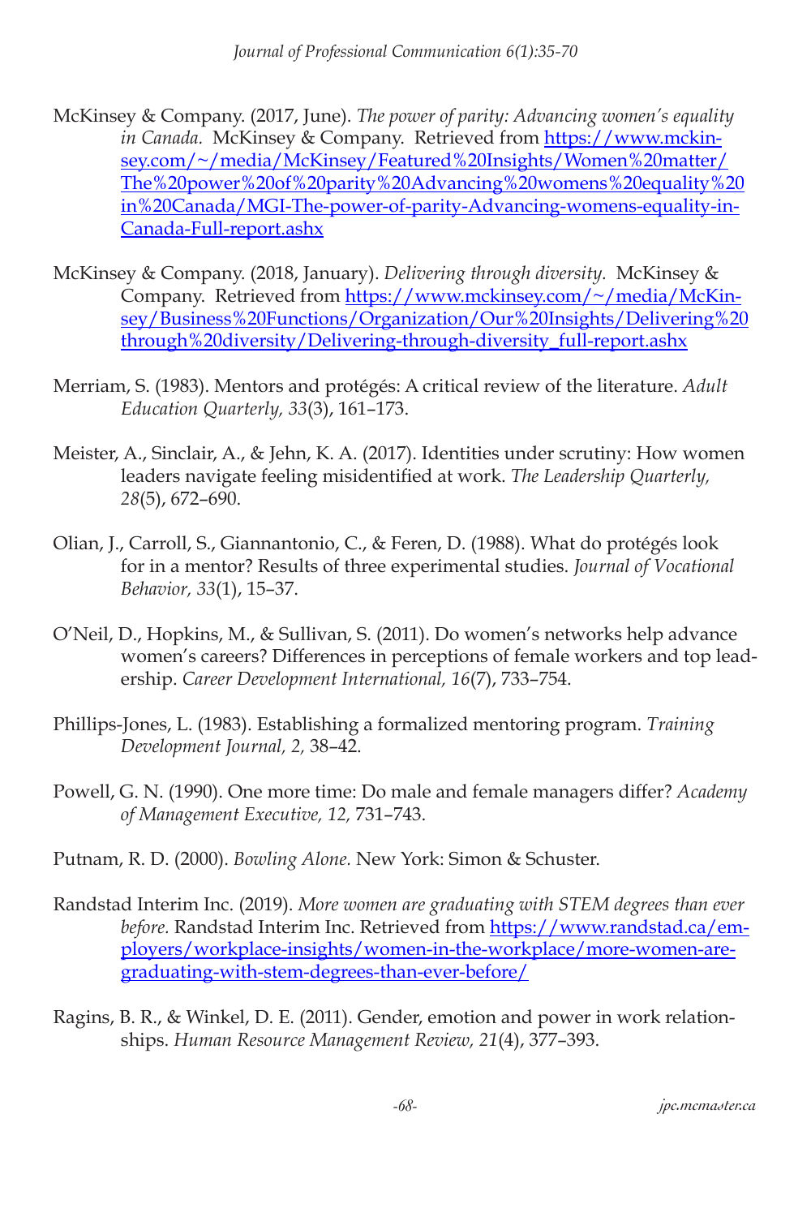McKinsey & Company. (2017, June). *The power of parity: Advancing women's equality in Canada.* McKinsey & Company. Retrieved from https://www.mckinsey.com/~/media/McKinsey/Featured%20Insights/Women%20matter/The%20power%20of%20parity%20Advancing%20womens%20equality%20in%20Canada/MGI-The-power-of-parity-Advancing-womens-equality-in-Canada-Full-report.ashx

McKinsey & Company. (2018, January). *Delivering through diversity.* McKinsey & Company. Retrieved from https://www.mckinsey.com/~/media/McKinsey/Business%20Functions/Organization/Our%20Insights/Delivering%20through%20diversity/Delivering-through-diversity_full-report.ashx

Merriam, S. (1983). Mentors and protégés: A critical review of the literature. *Adult Education Quarterly, 33*(3), 161–173.

Meister, A., Sinclair, A., & Jehn, K. A. (2017). Identities under scrutiny: How women leaders navigate feeling misidentified at work. *The Leadership Quarterly, 28*(5), 672–690.

Olian, J., Carroll, S., Giannantonio, C., & Feren, D. (1988). What do protégés look for in a mentor? Results of three experimental studies. *Journal of Vocational Behavior, 33*(1), 15–37.

O'Neil, D., Hopkins, M., & Sullivan, S. (2011). Do women's networks help advance women's careers? Differences in perceptions of female workers and top leadership. *Career Development International, 16*(7), 733–754.

Phillips-Jones, L. (1983). Establishing a formalized mentoring program. *Training Development Journal, 2,* 38–42.

Powell, G. N. (1990). One more time: Do male and female managers differ? *Academy of Management Executive, 12,* 731–743.

Putnam, R. D. (2000). *Bowling Alone.* New York: Simon & Schuster.

Randstad Interim Inc. (2019). *More women are graduating with STEM degrees than ever before.* Randstad Interim Inc. Retrieved from https://www.randstad.ca/employers/workplace-insights/women-in-the-workplace/more-women-are-graduating-with-stem-degrees-than-ever-before/

Ragins, B. R., & Winkel, D. E. (2011). Gender, emotion and power in work relationships. *Human Resource Management Review, 21*(4), 377–393.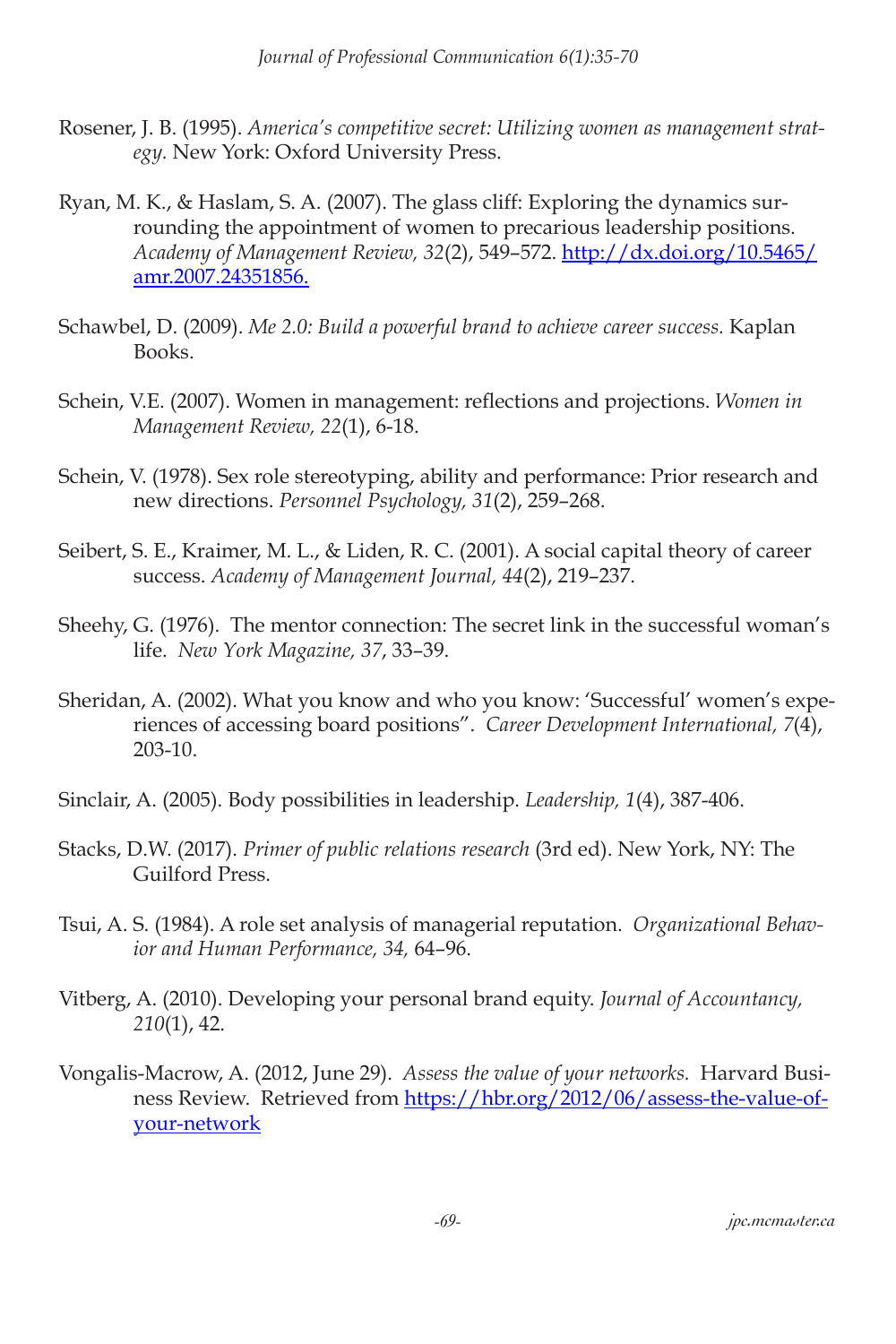Rosener, J. B. (1995). *America's competitive secret: Utilizing women as management strategy.* New York: Oxford University Press.

Ryan, M. K., & Haslam, S. A. (2007). The glass cliff: Exploring the dynamics surrounding the appointment of women to precarious leadership positions. *Academy of Management Review, 32*(2), 549–572. [http://dx.doi.org/10.5465/amr.2007.24351856.](http://dx.doi.org/10.5465/amr.2007.24351856)

Schawbel, D. (2009). *Me 2.0: Build a powerful brand to achieve career success.* Kaplan Books.

Schein, V.E. (2007). Women in management: reflections and projections. *Women in Management Review, 22*(1), 6-18.

Schein, V. (1978). Sex role stereotyping, ability and performance: Prior research and new directions. *Personnel Psychology, 31*(2), 259–268.

Seibert, S. E., Kraimer, M. L., & Liden, R. C. (2001). A social capital theory of career success. *Academy of Management Journal, 44*(2), 219–237.

Sheehy, G. (1976). The mentor connection: The secret link in the successful woman's life. *New York Magazine, 37*, 33–39.

Sheridan, A. (2002). What you know and who you know: 'Successful' women's experiences of accessing board positions". *Career Development International, 7*(4), 203-10.

Sinclair, A. (2005). Body possibilities in leadership. *Leadership, 1*(4), 387-406.

Stacks, D.W. (2017). *Primer of public relations research* (3rd ed). New York, NY: The Guilford Press.

Tsui, A. S. (1984). A role set analysis of managerial reputation. *Organizational Behavior and Human Performance, 34,* 64–96.

Vitberg, A. (2010). Developing your personal brand equity. *Journal of Accountancy, 210*(1), 42.

Vongalis-Macrow, A. (2012, June 29). *Assess the value of your networks.* Harvard Business Review. Retrieved from [https://hbr.org/2012/06/assess-the-value-of-your-network](https://hbr.org/2012/06/assess-the-value-of-your-network)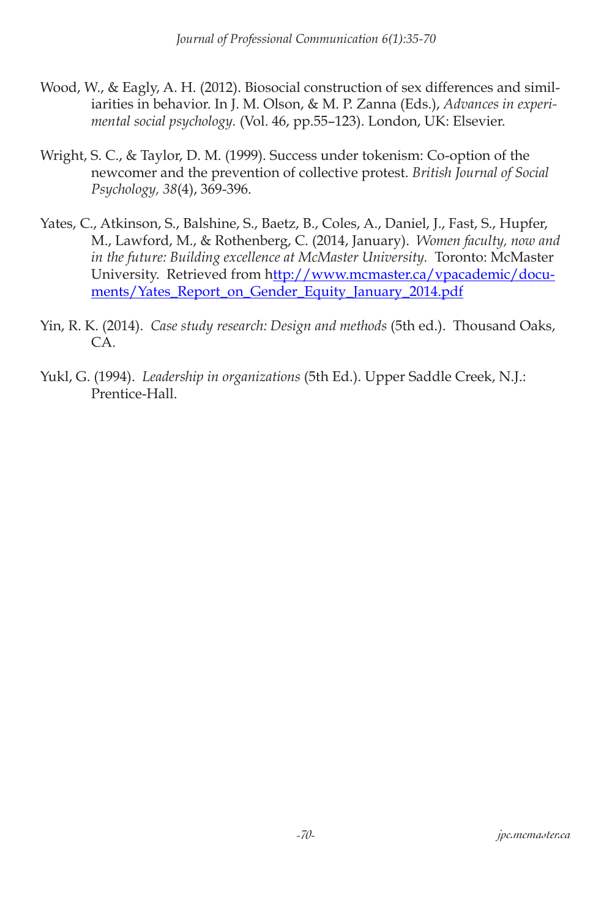Wood, W., & Eagly, A. H. (2012). Biosocial construction of sex differences and similiarities in behavior. In J. M. Olson, & M. P. Zanna (Eds.), *Advances in experimental social psychology.* (Vol. 46, pp.55–123). London, UK: Elsevier.

Wright, S. C., & Taylor, D. M. (1999). Success under tokenism: Co-option of the newcomer and the prevention of collective protest. *British Journal of Social Psychology, 38*(4), 369-396.

Yates, C., Atkinson, S., Balshine, S., Baetz, B., Coles, A., Daniel, J., Fast, S., Hupfer, M., Lawford, M., & Rothenberg, C. (2014, January). *Women faculty, now and in the future: Building excellence at McMaster University.* Toronto: McMaster University. Retrieved from http://www.mcmaster.ca/vpacademic/documents/Yates_Report_on_Gender_Equity_January_2014.pdf

Yin, R. K. (2014). *Case study research: Design and methods* (5th ed.). Thousand Oaks, CA.

Yukl, G. (1994). *Leadership in organizations* (5th Ed.). Upper Saddle Creek, N.J.: Prentice-Hall.